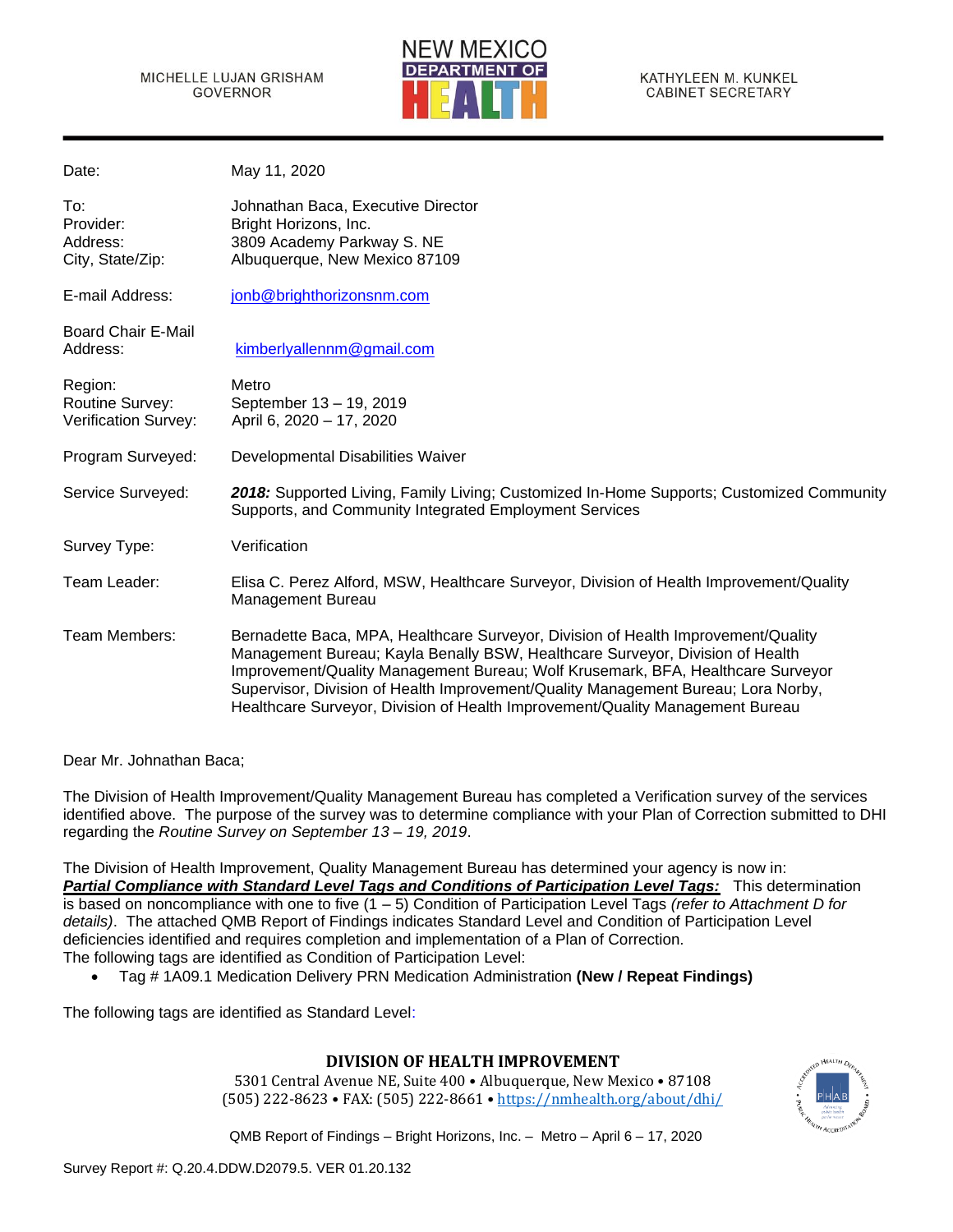MICHELLE LUJAN GRISHAM
GOVERNOR

NEW MEXICO
DEPARTMENT OF
HEALTH

KATHYLEEN M. KUNKEL
CABINET SECRETARY

| | |
|---|---|
| Date: | May 11, 2020 |
| To: | Johnathan Baca, Executive Director |
| Provider: | Bright Horizons, Inc. |
| Address: | 3809 Academy Parkway S. NE |
| City, State/Zip: | Albuquerque, New Mexico 87109 |
| E-mail Address: | jonb@brighthorizonsnm.com |
| Board Chair E-Mail Address: | kimberlyallennm@gmail.com |
| Region: | Metro |
| Routine Survey: | September 13 – 19, 2019 |
| Verification Survey: | April 6, 2020 – 17, 2020 |
| Program Surveyed: | Developmental Disabilities Waiver |
| Service Surveyed: | ***2018:*** Supported Living, Family Living; Customized In-Home Supports; Customized Community Supports, and Community Integrated Employment Services |
| Survey Type: | Verification |
| Team Leader: | Elisa C. Perez Alford, MSW, Healthcare Surveyor, Division of Health Improvement/Quality Management Bureau |
| Team Members: | Bernadette Baca, MPA, Healthcare Surveyor, Division of Health Improvement/Quality Management Bureau; Kayla Benally BSW, Healthcare Surveyor, Division of Health Improvement/Quality Management Bureau; Wolf Krusemark, BFA, Healthcare Surveyor Supervisor, Division of Health Improvement/Quality Management Bureau; Lora Norby, Healthcare Surveyor, Division of Health Improvement/Quality Management Bureau |

Dear Mr. Johnathan Baca;

The Division of Health Improvement/Quality Management Bureau has completed a Verification survey of the services identified above. The purpose of the survey was to determine compliance with your Plan of Correction submitted to DHI regarding the *Routine Survey on September 13 – 19, 2019*.

The Division of Health Improvement, Quality Management Bureau has determined your agency is now in:
***Partial Compliance with Standard Level Tags and Conditions of Participation Level Tags:*** This determination is based on noncompliance with one to five (1 – 5) Condition of Participation Level Tags *(refer to Attachment D for details)*. The attached QMB Report of Findings indicates Standard Level and Condition of Participation Level deficiencies identified and requires completion and implementation of a Plan of Correction.
The following tags are identified as Condition of Participation Level:

- Tag # 1A09.1 Medication Delivery PRN Medication Administration **(New / Repeat Findings)**

The following tags are identified as Standard Level:

**DIVISION OF HEALTH IMPROVEMENT**
5301 Central Avenue NE, Suite 400 • Albuquerque, New Mexico • 87108
(505) 222-8623 • FAX: (505) 222-8661 • https://nmhealth.org/about/dhi/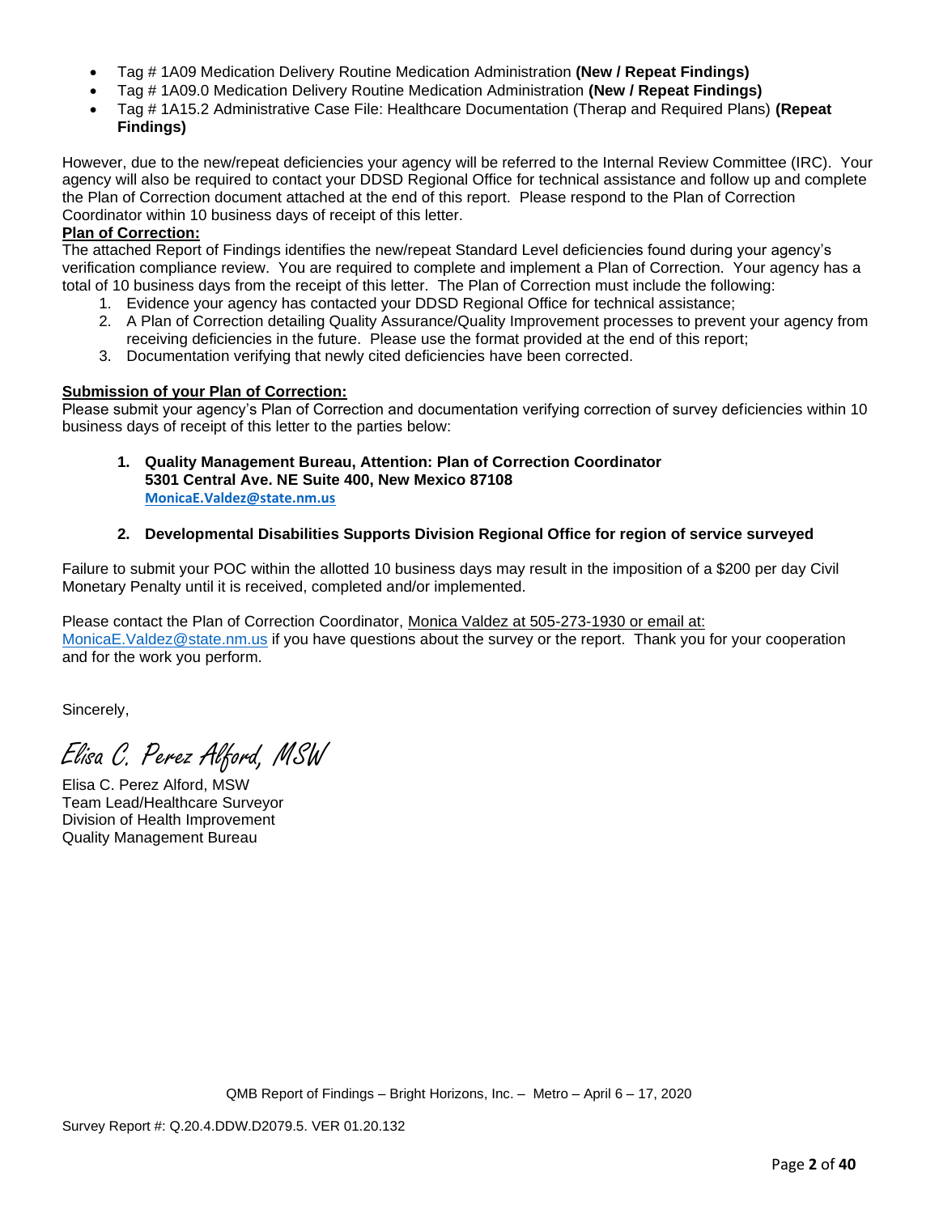- Tag # 1A09 Medication Delivery Routine Medication Administration **(New / Repeat Findings)**
- Tag # 1A09.0 Medication Delivery Routine Medication Administration **(New / Repeat Findings)**
- Tag # 1A15.2 Administrative Case File: Healthcare Documentation (Therap and Required Plans) **(Repeat Findings)**

However, due to the new/repeat deficiencies your agency will be referred to the Internal Review Committee (IRC). Your agency will also be required to contact your DDSD Regional Office for technical assistance and follow up and complete the Plan of Correction document attached at the end of this report. Please respond to the Plan of Correction Coordinator within 10 business days of receipt of this letter.

**Plan of Correction:**

The attached Report of Findings identifies the new/repeat Standard Level deficiencies found during your agency's verification compliance review. You are required to complete and implement a Plan of Correction. Your agency has a total of 10 business days from the receipt of this letter. The Plan of Correction must include the following:

1. Evidence your agency has contacted your DDSD Regional Office for technical assistance;
2. A Plan of Correction detailing Quality Assurance/Quality Improvement processes to prevent your agency from receiving deficiencies in the future. Please use the format provided at the end of this report;
3. Documentation verifying that newly cited deficiencies have been corrected.

**Submission of your Plan of Correction:**

Please submit your agency's Plan of Correction and documentation verifying correction of survey deficiencies within 10 business days of receipt of this letter to the parties below:

1. **Quality Management Bureau, Attention: Plan of Correction Coordinator**
   **5301 Central Ave. NE Suite 400, New Mexico 87108**
   **MonicaE.Valdez@state.nm.us**

2. **Developmental Disabilities Supports Division Regional Office for region of service surveyed**

Failure to submit your POC within the allotted 10 business days may result in the imposition of a $200 per day Civil Monetary Penalty until it is received, completed and/or implemented.

Please contact the Plan of Correction Coordinator, Monica Valdez at 505-273-1930 or email at: MonicaE.Valdez@state.nm.us if you have questions about the survey or the report. Thank you for your cooperation and for the work you perform.

Sincerely,

*Elisa C. Perez Alford, MSW*

Elisa C. Perez Alford, MSW
Team Lead/Healthcare Surveyor
Division of Health Improvement
Quality Management Bureau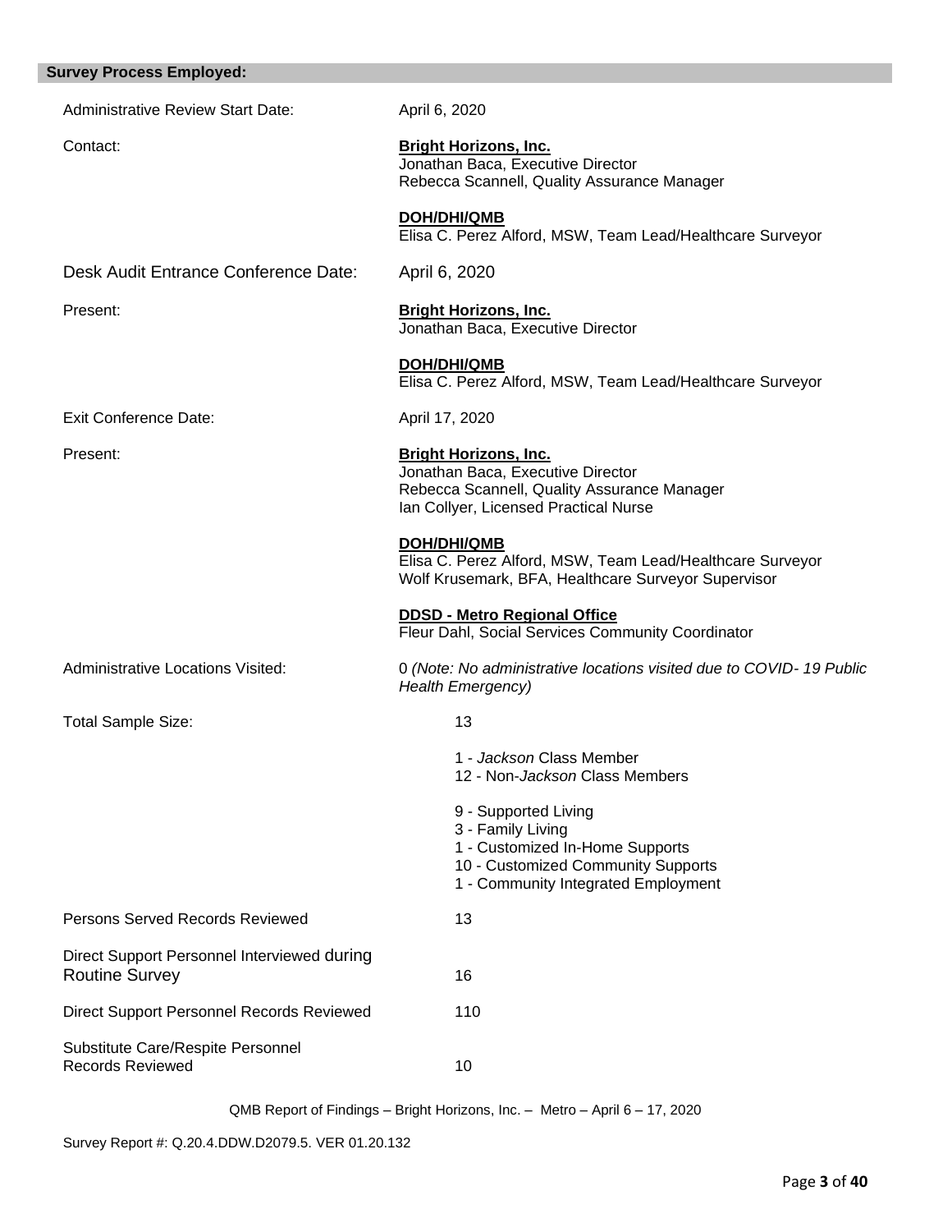## Survey Process Employed:

| | |
|---|---|
| Administrative Review Start Date: | April 6, 2020 |
| Contact: | **Bright Horizons, Inc.**<br>Jonathan Baca, Executive Director<br>Rebecca Scannell, Quality Assurance Manager<br><br>**DOH/DHI/QMB**<br>Elisa C. Perez Alford, MSW, Team Lead/Healthcare Surveyor |
| Desk Audit Entrance Conference Date: | April 6, 2020 |
| Present: | **Bright Horizons, Inc.**<br>Jonathan Baca, Executive Director<br><br>**DOH/DHI/QMB**<br>Elisa C. Perez Alford, MSW, Team Lead/Healthcare Surveyor |
| Exit Conference Date: | April 17, 2020 |
| Present: | **Bright Horizons, Inc.**<br>Jonathan Baca, Executive Director<br>Rebecca Scannell, Quality Assurance Manager<br>Ian Collyer, Licensed Practical Nurse<br><br>**DOH/DHI/QMB**<br>Elisa C. Perez Alford, MSW, Team Lead/Healthcare Surveyor<br>Wolf Krusemark, BFA, Healthcare Surveyor Supervisor<br><br>**DDSD - Metro Regional Office**<br>Fleur Dahl, Social Services Community Coordinator |
| Administrative Locations Visited: | 0 *(Note: No administrative locations visited due to COVID- 19 Public Health Emergency)* |
| Total Sample Size: | 13<br><br>1 - *Jackson* Class Member<br>12 - Non-*Jackson* Class Members<br><br>9 - Supported Living<br>3 - Family Living<br>1 - Customized In-Home Supports<br>10 - Customized Community Supports<br>1 - Community Integrated Employment |
| Persons Served Records Reviewed | 13 |
| Direct Support Personnel Interviewed during Routine Survey | 16 |
| Direct Support Personnel Records Reviewed | 110 |
| Substitute Care/Respite Personnel Records Reviewed | 10 |

QMB Report of Findings – Bright Horizons, Inc. – Metro – April 6 – 17, 2020

Survey Report #: Q.20.4.DDW.D2079.5. VER 01.20.132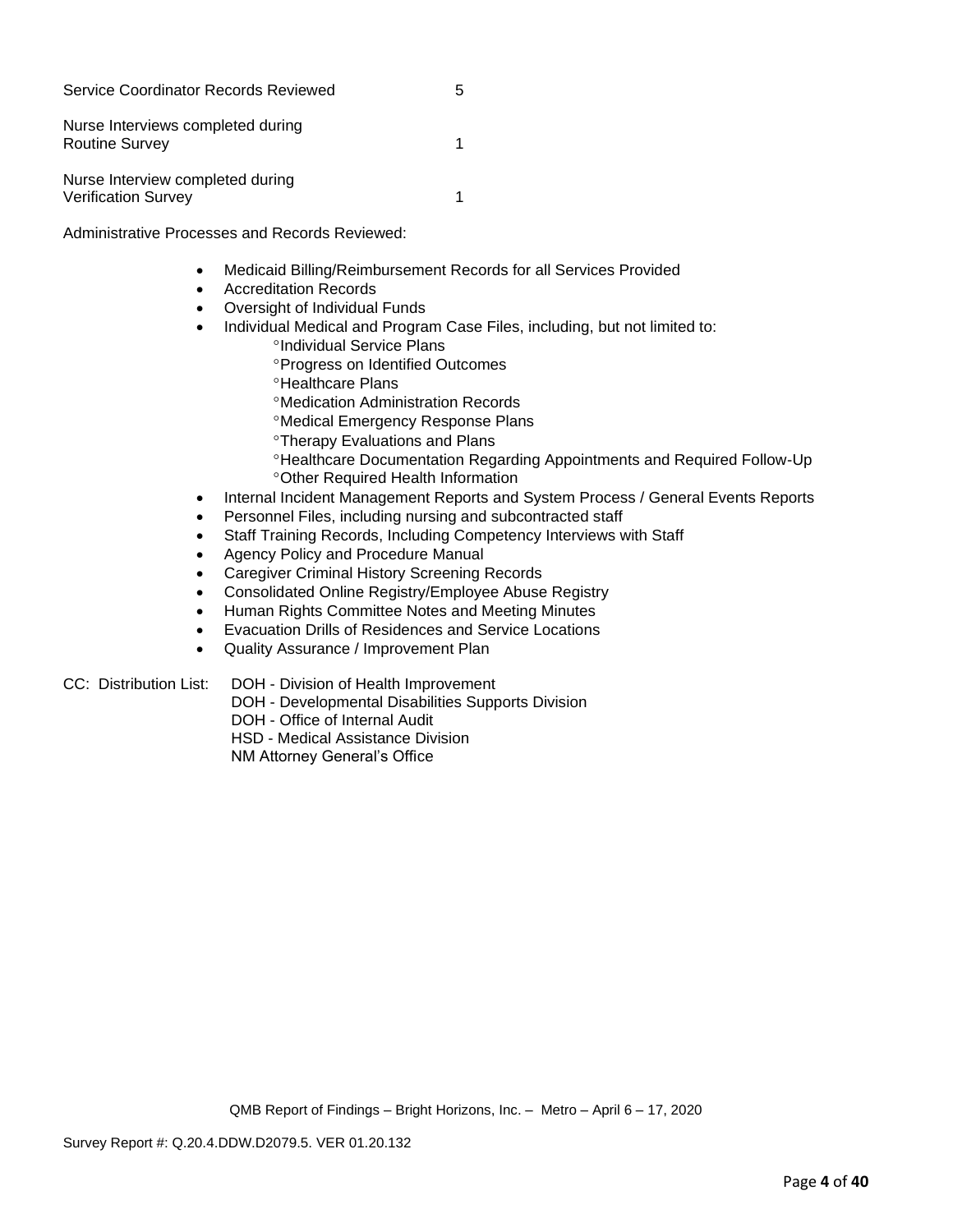| | |
|---|---|
| Service Coordinator Records Reviewed | 5 |
| Nurse Interviews completed during Routine Survey | 1 |
| Nurse Interview completed during Verification Survey | 1 |

Administrative Processes and Records Reviewed:

- Medicaid Billing/Reimbursement Records for all Services Provided
- Accreditation Records
- Oversight of Individual Funds
- Individual Medical and Program Case Files, including, but not limited to:
    - °Individual Service Plans
    - °Progress on Identified Outcomes
    - °Healthcare Plans
    - °Medication Administration Records
    - °Medical Emergency Response Plans
    - °Therapy Evaluations and Plans
    - °Healthcare Documentation Regarding Appointments and Required Follow-Up
    - °Other Required Health Information
- Internal Incident Management Reports and System Process / General Events Reports
- Personnel Files, including nursing and subcontracted staff
- Staff Training Records, Including Competency Interviews with Staff
- Agency Policy and Procedure Manual
- Caregiver Criminal History Screening Records
- Consolidated Online Registry/Employee Abuse Registry
- Human Rights Committee Notes and Meeting Minutes
- Evacuation Drills of Residences and Service Locations
- Quality Assurance / Improvement Plan

CC: Distribution List:
DOH - Division of Health Improvement
DOH - Developmental Disabilities Supports Division
DOH - Office of Internal Audit
HSD - Medical Assistance Division
NM Attorney General's Office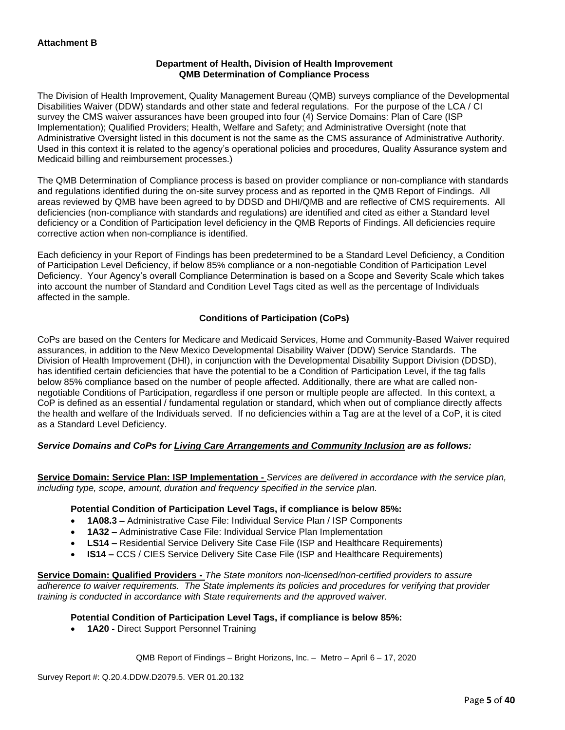**Attachment B**

**Department of Health, Division of Health Improvement**
**QMB Determination of Compliance Process**

The Division of Health Improvement, Quality Management Bureau (QMB) surveys compliance of the Developmental Disabilities Waiver (DDW) standards and other state and federal regulations. For the purpose of the LCA / CI survey the CMS waiver assurances have been grouped into four (4) Service Domains: Plan of Care (ISP Implementation); Qualified Providers; Health, Welfare and Safety; and Administrative Oversight (note that Administrative Oversight listed in this document is not the same as the CMS assurance of Administrative Authority. Used in this context it is related to the agency's operational policies and procedures, Quality Assurance system and Medicaid billing and reimbursement processes.)

The QMB Determination of Compliance process is based on provider compliance or non-compliance with standards and regulations identified during the on-site survey process and as reported in the QMB Report of Findings. All areas reviewed by QMB have been agreed to by DDSD and DHI/QMB and are reflective of CMS requirements. All deficiencies (non-compliance with standards and regulations) are identified and cited as either a Standard level deficiency or a Condition of Participation level deficiency in the QMB Reports of Findings. All deficiencies require corrective action when non-compliance is identified.

Each deficiency in your Report of Findings has been predetermined to be a Standard Level Deficiency, a Condition of Participation Level Deficiency, if below 85% compliance or a non-negotiable Condition of Participation Level Deficiency. Your Agency's overall Compliance Determination is based on a Scope and Severity Scale which takes into account the number of Standard and Condition Level Tags cited as well as the percentage of Individuals affected in the sample.

**Conditions of Participation (CoPs)**

CoPs are based on the Centers for Medicare and Medicaid Services, Home and Community-Based Waiver required assurances, in addition to the New Mexico Developmental Disability Waiver (DDW) Service Standards. The Division of Health Improvement (DHI), in conjunction with the Developmental Disability Support Division (DDSD), has identified certain deficiencies that have the potential to be a Condition of Participation Level, if the tag falls below 85% compliance based on the number of people affected. Additionally, there are what are called non-negotiable Conditions of Participation, regardless if one person or multiple people are affected. In this context, a CoP is defined as an essential / fundamental regulation or standard, which when out of compliance directly affects the health and welfare of the Individuals served. If no deficiencies within a Tag are at the level of a CoP, it is cited as a Standard Level Deficiency.

***Service Domains and CoPs for Living Care Arrangements and Community Inclusion are as follows:***

**Service Domain: Service Plan: ISP Implementation -** *Services are delivered in accordance with the service plan, including type, scope, amount, duration and frequency specified in the service plan.*

**Potential Condition of Participation Level Tags, if compliance is below 85%:**

- **1A08.3 –** Administrative Case File: Individual Service Plan / ISP Components
- **1A32 –** Administrative Case File: Individual Service Plan Implementation
- **LS14 –** Residential Service Delivery Site Case File (ISP and Healthcare Requirements)
- **IS14 –** CCS / CIES Service Delivery Site Case File (ISP and Healthcare Requirements)

**Service Domain: Qualified Providers -** *The State monitors non-licensed/non-certified providers to assure adherence to waiver requirements. The State implements its policies and procedures for verifying that provider training is conducted in accordance with State requirements and the approved waiver.*

**Potential Condition of Participation Level Tags, if compliance is below 85%:**

- **1A20 -** Direct Support Personnel Training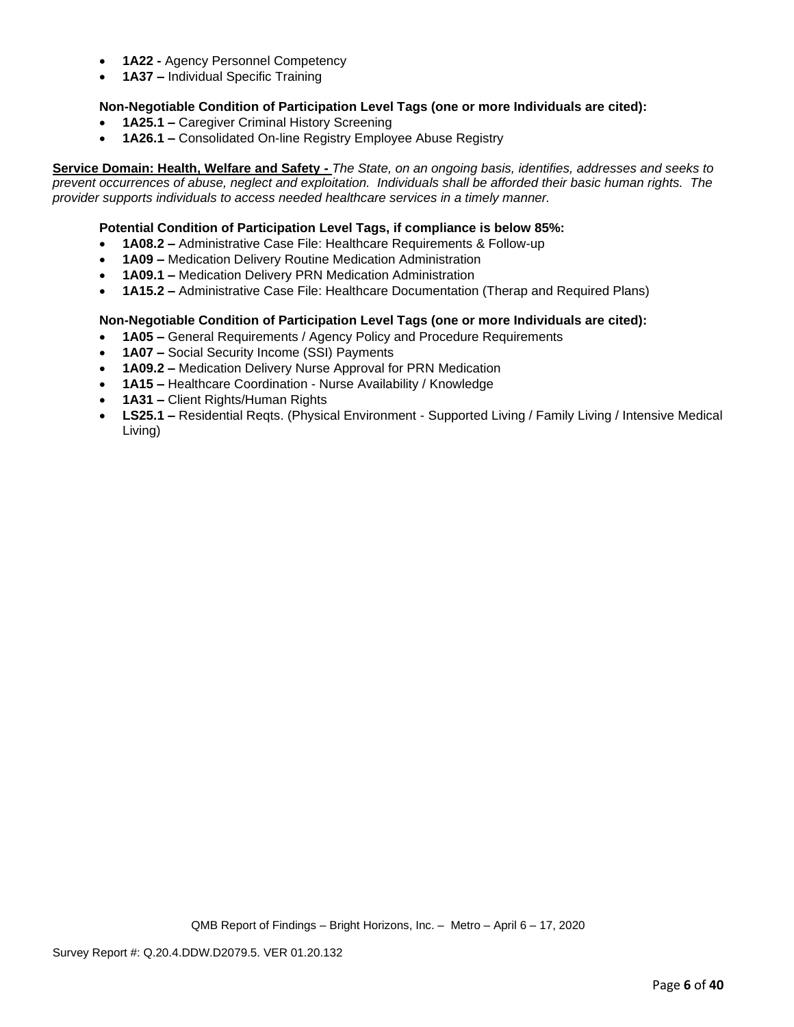- **1A22 -** Agency Personnel Competency
- **1A37 –** Individual Specific Training

**Non-Negotiable Condition of Participation Level Tags (one or more Individuals are cited):**

- **1A25.1 –** Caregiver Criminal History Screening
- **1A26.1 –** Consolidated On-line Registry Employee Abuse Registry

**Service Domain: Health, Welfare and Safety -** *The State, on an ongoing basis, identifies, addresses and seeks to prevent occurrences of abuse, neglect and exploitation. Individuals shall be afforded their basic human rights. The provider supports individuals to access needed healthcare services in a timely manner.*

**Potential Condition of Participation Level Tags, if compliance is below 85%:**

- **1A08.2 –** Administrative Case File: Healthcare Requirements & Follow-up
- **1A09 –** Medication Delivery Routine Medication Administration
- **1A09.1 –** Medication Delivery PRN Medication Administration
- **1A15.2 –** Administrative Case File: Healthcare Documentation (Therap and Required Plans)

**Non-Negotiable Condition of Participation Level Tags (one or more Individuals are cited):**

- **1A05 –** General Requirements / Agency Policy and Procedure Requirements
- **1A07 –** Social Security Income (SSI) Payments
- **1A09.2 –** Medication Delivery Nurse Approval for PRN Medication
- **1A15 –** Healthcare Coordination - Nurse Availability / Knowledge
- **1A31 –** Client Rights/Human Rights
- **LS25.1 –** Residential Reqts. (Physical Environment - Supported Living / Family Living / Intensive Medical Living)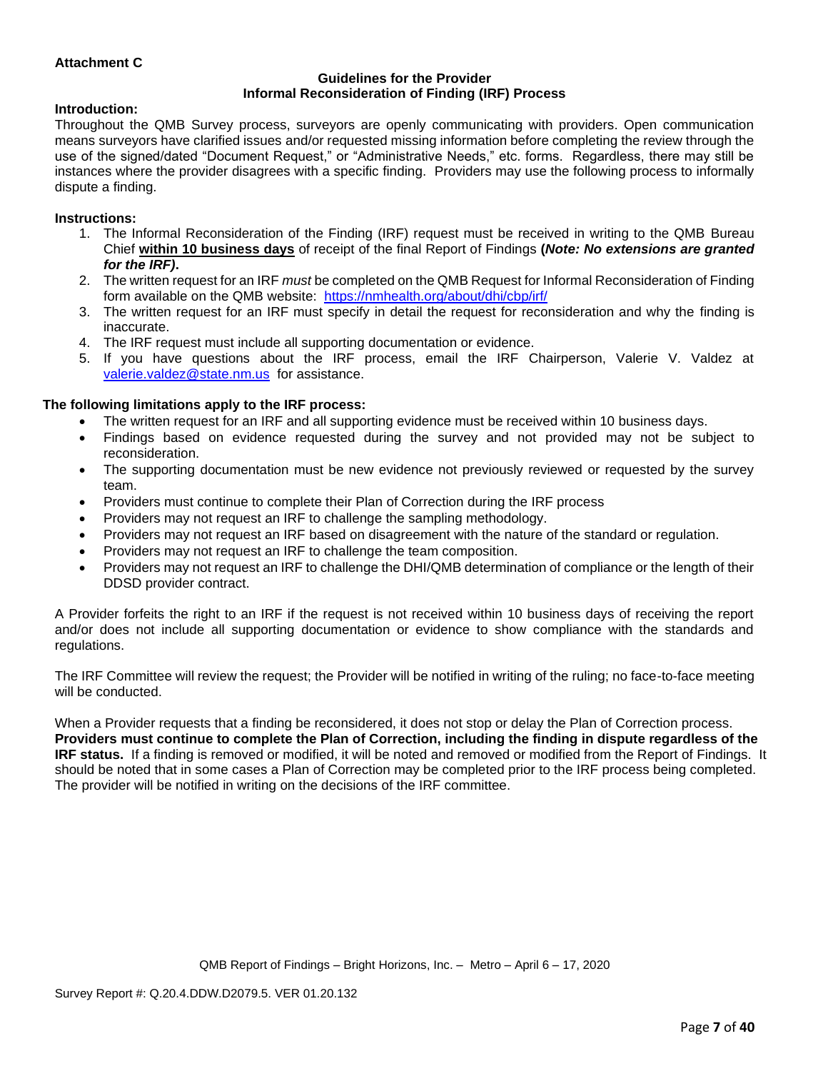**Attachment C**

**Guidelines for the Provider**
**Informal Reconsideration of Finding (IRF) Process**

**Introduction:**

Throughout the QMB Survey process, surveyors are openly communicating with providers. Open communication means surveyors have clarified issues and/or requested missing information before completing the review through the use of the signed/dated "Document Request," or "Administrative Needs," etc. forms. Regardless, there may still be instances where the provider disagrees with a specific finding. Providers may use the following process to informally dispute a finding.

**Instructions:**

1. The Informal Reconsideration of the Finding (IRF) request must be received in writing to the QMB Bureau Chief **within 10 business days** of receipt of the final Report of Findings **(*Note: No extensions are granted for the IRF)*.**
2. The written request for an IRF *must* be completed on the QMB Request for Informal Reconsideration of Finding form available on the QMB website: https://nmhealth.org/about/dhi/cbp/irf/
3. The written request for an IRF must specify in detail the request for reconsideration and why the finding is inaccurate.
4. The IRF request must include all supporting documentation or evidence.
5. If you have questions about the IRF process, email the IRF Chairperson, Valerie V. Valdez at valerie.valdez@state.nm.us for assistance.

**The following limitations apply to the IRF process:**

- The written request for an IRF and all supporting evidence must be received within 10 business days.
- Findings based on evidence requested during the survey and not provided may not be subject to reconsideration.
- The supporting documentation must be new evidence not previously reviewed or requested by the survey team.
- Providers must continue to complete their Plan of Correction during the IRF process
- Providers may not request an IRF to challenge the sampling methodology.
- Providers may not request an IRF based on disagreement with the nature of the standard or regulation.
- Providers may not request an IRF to challenge the team composition.
- Providers may not request an IRF to challenge the DHI/QMB determination of compliance or the length of their DDSD provider contract.

A Provider forfeits the right to an IRF if the request is not received within 10 business days of receiving the report and/or does not include all supporting documentation or evidence to show compliance with the standards and regulations.

The IRF Committee will review the request; the Provider will be notified in writing of the ruling; no face-to-face meeting will be conducted.

When a Provider requests that a finding be reconsidered, it does not stop or delay the Plan of Correction process. **Providers must continue to complete the Plan of Correction, including the finding in dispute regardless of the IRF status.** If a finding is removed or modified, it will be noted and removed or modified from the Report of Findings. It should be noted that in some cases a Plan of Correction may be completed prior to the IRF process being completed. The provider will be notified in writing on the decisions of the IRF committee.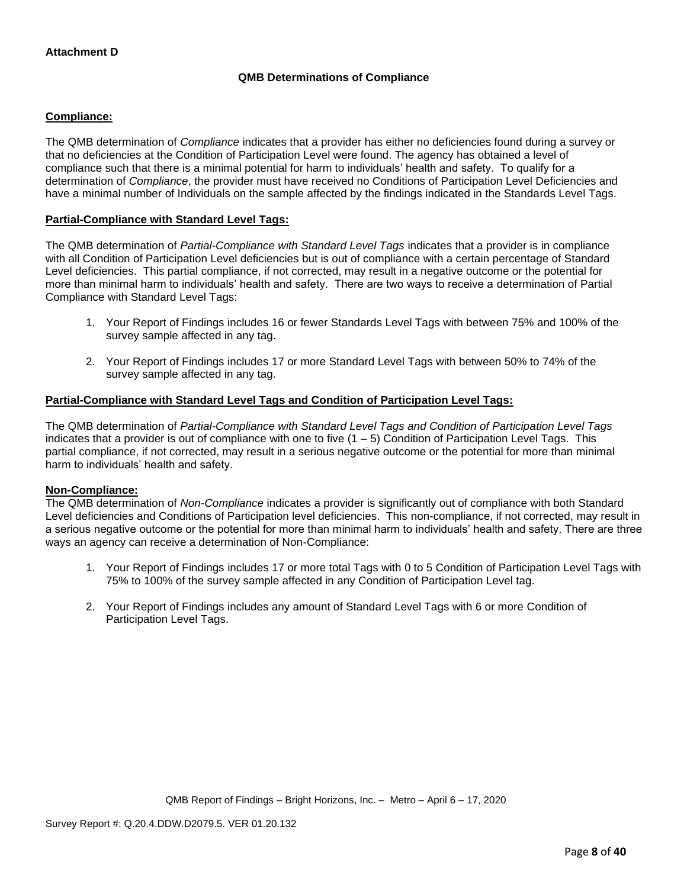**Attachment D**

**QMB Determinations of Compliance**

**Compliance:**

The QMB determination of *Compliance* indicates that a provider has either no deficiencies found during a survey or that no deficiencies at the Condition of Participation Level were found. The agency has obtained a level of compliance such that there is a minimal potential for harm to individuals' health and safety. To qualify for a determination of *Compliance*, the provider must have received no Conditions of Participation Level Deficiencies and have a minimal number of Individuals on the sample affected by the findings indicated in the Standards Level Tags.

**Partial-Compliance with Standard Level Tags:**

The QMB determination of *Partial-Compliance with Standard Level Tags* indicates that a provider is in compliance with all Condition of Participation Level deficiencies but is out of compliance with a certain percentage of Standard Level deficiencies. This partial compliance, if not corrected, may result in a negative outcome or the potential for more than minimal harm to individuals' health and safety. There are two ways to receive a determination of Partial Compliance with Standard Level Tags:

1. Your Report of Findings includes 16 or fewer Standards Level Tags with between 75% and 100% of the survey sample affected in any tag.
2. Your Report of Findings includes 17 or more Standard Level Tags with between 50% to 74% of the survey sample affected in any tag.

**Partial-Compliance with Standard Level Tags and Condition of Participation Level Tags:**

The QMB determination of *Partial-Compliance with Standard Level Tags and Condition of Participation Level Tags* indicates that a provider is out of compliance with one to five (1 – 5) Condition of Participation Level Tags. This partial compliance, if not corrected, may result in a serious negative outcome or the potential for more than minimal harm to individuals' health and safety.

**Non-Compliance:**

The QMB determination of *Non-Compliance* indicates a provider is significantly out of compliance with both Standard Level deficiencies and Conditions of Participation level deficiencies. This non-compliance, if not corrected, may result in a serious negative outcome or the potential for more than minimal harm to individuals' health and safety. There are three ways an agency can receive a determination of Non-Compliance:

1. Your Report of Findings includes 17 or more total Tags with 0 to 5 Condition of Participation Level Tags with 75% to 100% of the survey sample affected in any Condition of Participation Level tag.
2. Your Report of Findings includes any amount of Standard Level Tags with 6 or more Condition of Participation Level Tags.

QMB Report of Findings – Bright Horizons, Inc. – Metro – April 6 – 17, 2020

Survey Report #: Q.20.4.DDW.D2079.5. VER 01.20.132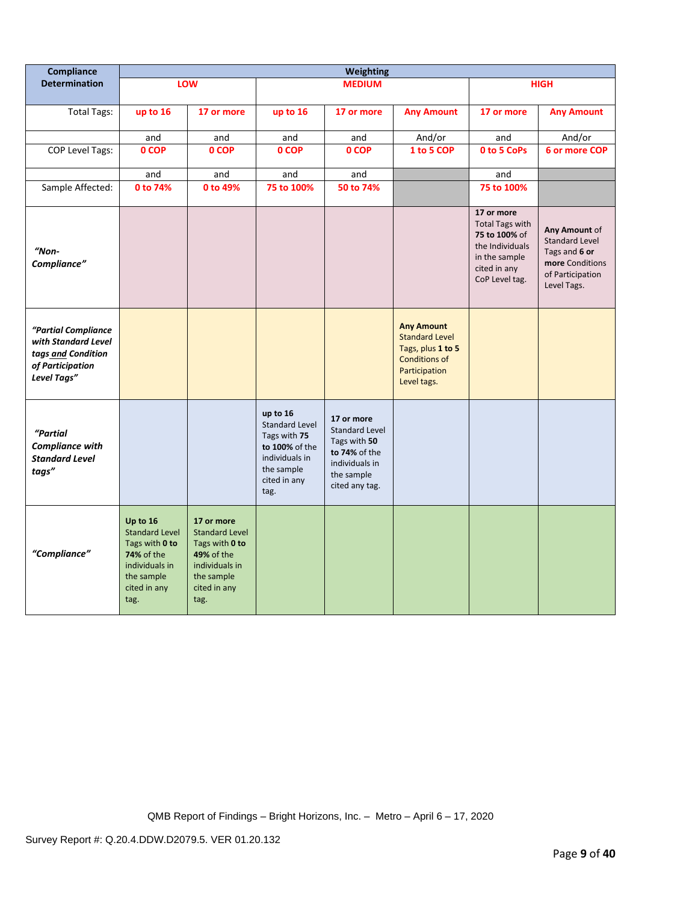| Compliance Determination | Weighting | | | | | | |
|---|---|---|---|---|---|---|---|
| | LOW | | MEDIUM | | | HIGH | |
| Total Tags: | up to 16 | 17 or more | up to 16 | 17 or more | Any Amount | 17 or more | Any Amount |
| | and | and | and | and | And/or | and | And/or |
| COP Level Tags: | 0 COP | 0 COP | 0 COP | 0 COP | 1 to 5 COP | 0 to 5 CoPs | 6 or more COP |
| | and | and | and | and | | and | |
| Sample Affected: | 0 to 74% | 0 to 49% | 75 to 100% | 50 to 74% | | 75 to 100% | |
| *"Non-Compliance"* | | | | | | **17 or more** Total Tags with **75 to 100%** of the Individuals in the sample cited in any CoP Level tag. | **Any Amount** of Standard Level Tags and **6 or more** Conditions of Participation Level Tags. |
| ***"Partial Compliance with Standard Level tags and Condition of Participation Level Tags"*** | | | | | **Any Amount** Standard Level Tags, plus **1 to 5** Conditions of Participation Level tags. | | |
| ***"Partial Compliance with Standard Level tags"*** | | | **up to 16** Standard Level Tags with **75 to 100%** of the individuals in the sample cited in any tag. | **17 or more** Standard Level Tags with **50 to 74%** of the individuals in the sample cited any tag. | | | |
| ***"Compliance"*** | **Up to 16** Standard Level Tags with **0 to 74%** of the individuals in the sample cited in any tag. | **17 or more** Standard Level Tags with **0 to 49%** of the individuals in the sample cited in any tag. | | | | | |

QMB Report of Findings – Bright Horizons, Inc. – Metro – April 6 – 17, 2020

Survey Report #: Q.20.4.DDW.D2079.5. VER 01.20.132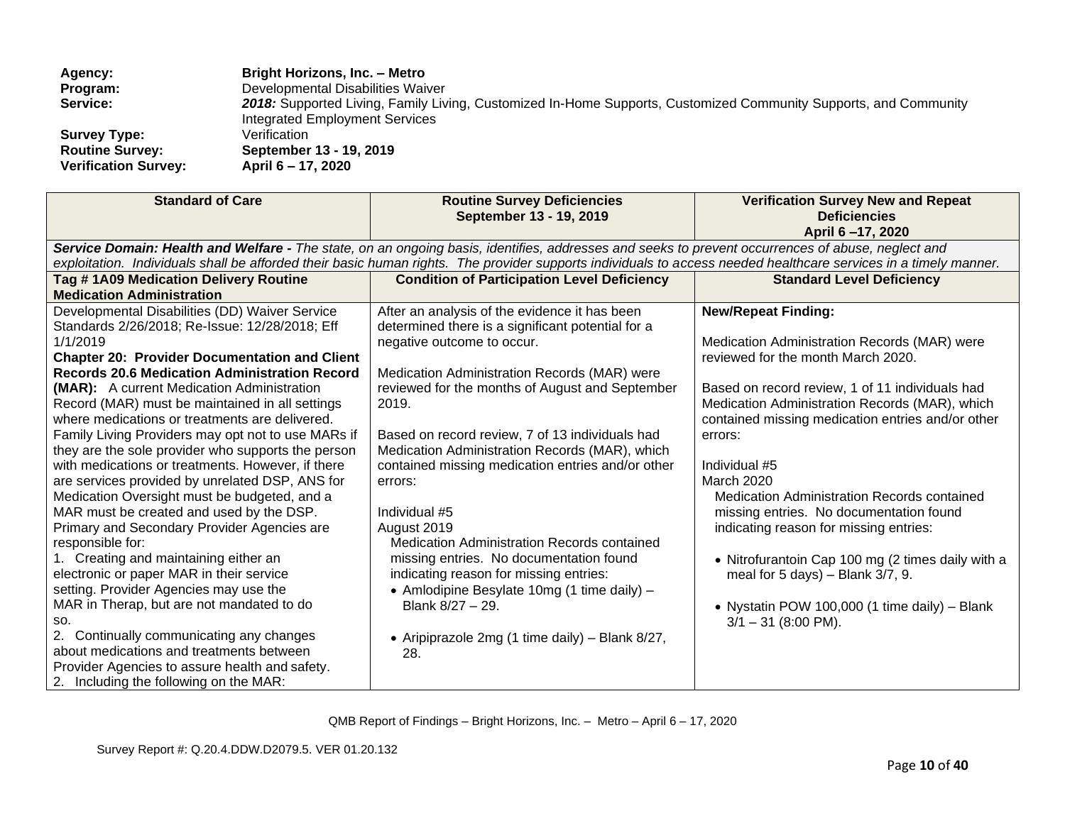**Agency:** **Bright Horizons, Inc. – Metro**
**Program:** Developmental Disabilities Waiver
**Service:** *2018:* Supported Living, Family Living, Customized In-Home Supports, Customized Community Supports, and Community Integrated Employment Services
**Survey Type:** Verification
**Routine Survey:** **September 13 - 19, 2019**
**Verification Survey:** **April 6 – 17, 2020**

| Standard of Care | Routine Survey Deficiencies September 13 - 19, 2019 | Verification Survey New and Repeat Deficiencies April 6 –17, 2020 |
|---|---|---|
| ***Service Domain: Health and Welfare -*** *The state, on an ongoing basis, identifies, addresses and seeks to prevent occurrences of abuse, neglect and exploitation. Individuals shall be afforded their basic human rights. The provider supports individuals to access needed healthcare services in a timely manner.* | | |
| **Tag # 1A09 Medication Delivery Routine Medication Administration** | **Condition of Participation Level Deficiency** | **Standard Level Deficiency** |
| Developmental Disabilities (DD) Waiver Service Standards 2/26/2018; Re-Issue: 12/28/2018; Eff 1/1/2019<br>**Chapter 20: Provider Documentation and Client Records 20.6 Medication Administration Record (MAR):** A current Medication Administration Record (MAR) must be maintained in all settings where medications or treatments are delivered. Family Living Providers may opt not to use MARs if they are the sole provider who supports the person with medications or treatments. However, if there are services provided by unrelated DSP, ANS for Medication Oversight must be budgeted, and a MAR must be created and used by the DSP. Primary and Secondary Provider Agencies are responsible for:<br>1. Creating and maintaining either an electronic or paper MAR in their service setting. Provider Agencies may use the MAR in Therap, but are not mandated to do so.<br>2. Continually communicating any changes about medications and treatments between Provider Agencies to assure health and safety.<br>2. Including the following on the MAR: | After an analysis of the evidence it has been determined there is a significant potential for a negative outcome to occur.<br><br>Medication Administration Records (MAR) were reviewed for the months of August and September 2019.<br><br>Based on record review, 7 of 13 individuals had Medication Administration Records (MAR), which contained missing medication entries and/or other errors:<br><br>Individual #5<br>August 2019<br>Medication Administration Records contained missing entries. No documentation found indicating reason for missing entries:<br>• Amlodipine Besylate 10mg (1 time daily) – Blank 8/27 – 29.<br><br>• Aripiprazole 2mg (1 time daily) – Blank 8/27, 28. | **New/Repeat Finding:**<br><br>Medication Administration Records (MAR) were reviewed for the month March 2020.<br><br>Based on record review, 1 of 11 individuals had Medication Administration Records (MAR), which contained missing medication entries and/or other errors:<br><br>Individual #5<br>March 2020<br>Medication Administration Records contained missing entries. No documentation found indicating reason for missing entries:<br><br>• Nitrofurantoin Cap 100 mg (2 times daily with a meal for 5 days) – Blank 3/7, 9.<br><br>• Nystatin POW 100,000 (1 time daily) – Blank 3/1 – 31 (8:00 PM). |

QMB Report of Findings – Bright Horizons, Inc. – Metro – April 6 – 17, 2020

Survey Report #: Q.20.4.DDW.D2079.5. VER 01.20.132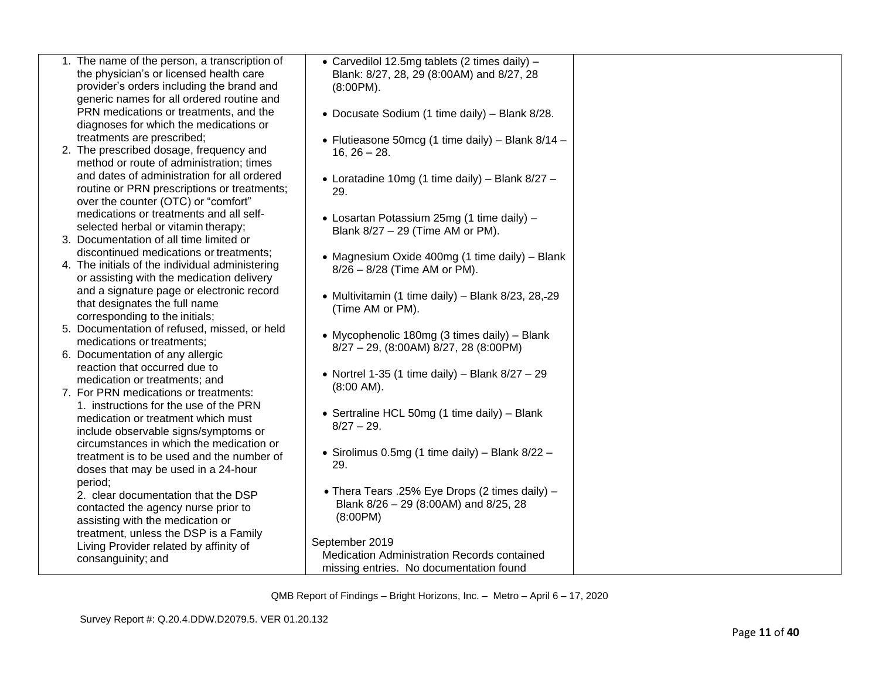| | | |
|---|---|---|
| 1. The name of the person, a transcription of the physician's or licensed health care provider's orders including the brand and generic names for all ordered routine and PRN medications or treatments, and the diagnoses for which the medications or treatments are prescribed;<br>2. The prescribed dosage, frequency and method or route of administration; times and dates of administration for all ordered routine or PRN prescriptions or treatments; over the counter (OTC) or "comfort" medications or treatments and all self-selected herbal or vitamin therapy;<br>3. Documentation of all time limited or discontinued medications or treatments;<br>4. The initials of the individual administering or assisting with the medication delivery and a signature page or electronic record that designates the full name corresponding to the initials;<br>5. Documentation of refused, missed, or held medications or treatments;<br>6. Documentation of any allergic reaction that occurred due to medication or treatments; and<br>7. For PRN medications or treatments:<br>1. instructions for the use of the PRN medication or treatment which must include observable signs/symptoms or circumstances in which the medication or treatment is to be used and the number of doses that may be used in a 24-hour period;<br>2. clear documentation that the DSP contacted the agency nurse prior to assisting with the medication or treatment, unless the DSP is a Family Living Provider related by affinity of consanguinity; and | • Carvedilol 12.5mg tablets (2 times daily) – Blank: 8/27, 28, 29 (8:00AM) and 8/27, 28 (8:00PM).<br><br>• Docusate Sodium (1 time daily) – Blank 8/28.<br><br>• Flutieasone 50mcg (1 time daily) – Blank 8/14 – 16, 26 – 28.<br><br>• Loratadine 10mg (1 time daily) – Blank 8/27 – 29.<br><br>• Losartan Potassium 25mg (1 time daily) – Blank 8/27 – 29 (Time AM or PM).<br><br>• Magnesium Oxide 400mg (1 time daily) – Blank 8/26 – 8/28 (Time AM or PM).<br><br>• Multivitamin (1 time daily) – Blank 8/23, 28, 29 (Time AM or PM).<br><br>• Mycophenolic 180mg (3 times daily) – Blank 8/27 – 29, (8:00AM) 8/27, 28 (8:00PM)<br><br>• Nortrel 1-35 (1 time daily) – Blank 8/27 – 29 (8:00 AM).<br><br>• Sertraline HCL 50mg (1 time daily) – Blank 8/27 – 29.<br><br>• Sirolimus 0.5mg (1 time daily) – Blank 8/22 – 29.<br><br>• Thera Tears .25% Eye Drops (2 times daily) – Blank 8/26 – 29 (8:00AM) and 8/25, 28 (8:00PM)<br><br>September 2019<br>Medication Administration Records contained missing entries. No documentation found | |

QMB Report of Findings – Bright Horizons, Inc. – Metro – April 6 – 17, 2020

Survey Report #: Q.20.4.DDW.D2079.5. VER 01.20.132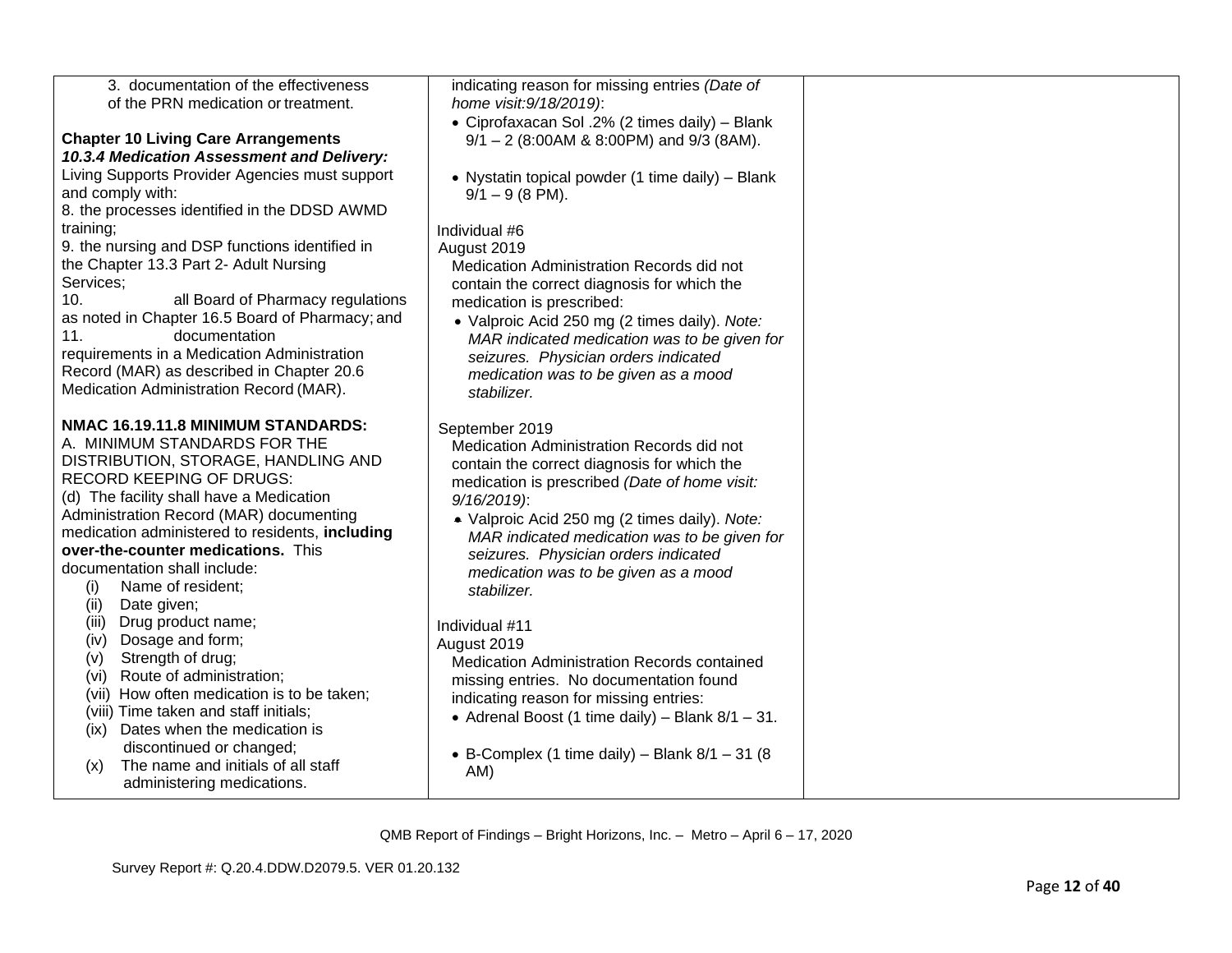| | | |
|---|---|---|
| 3. documentation of the effectiveness of the PRN medication or treatment.<br><br>**Chapter 10 Living Care Arrangements**<br>***10.3.4 Medication Assessment and Delivery:***<br>Living Supports Provider Agencies must support and comply with:<br>8. the processes identified in the DDSD AWMD training;<br>9. the nursing and DSP functions identified in the Chapter 13.3 Part 2- Adult Nursing Services;<br>10. all Board of Pharmacy regulations as noted in Chapter 16.5 Board of Pharmacy; and<br>11. documentation requirements in a Medication Administration Record (MAR) as described in Chapter 20.6 Medication Administration Record (MAR).<br><br>**NMAC 16.19.11.8 MINIMUM STANDARDS:**<br>A. MINIMUM STANDARDS FOR THE DISTRIBUTION, STORAGE, HANDLING AND RECORD KEEPING OF DRUGS:<br>(d) The facility shall have a Medication Administration Record (MAR) documenting medication administered to residents, **including over-the-counter medications.** This documentation shall include:<br>(i) Name of resident;<br>(ii) Date given;<br>(iii) Drug product name;<br>(iv) Dosage and form;<br>(v) Strength of drug;<br>(vi) Route of administration;<br>(vii) How often medication is to be taken;<br>(viii) Time taken and staff initials;<br>(ix) Dates when the medication is discontinued or changed;<br>(x) The name and initials of all staff administering medications. | indicating reason for missing entries *(Date of home visit:9/18/2019)*:<br>• Ciprofaxacan Sol .2% (2 times daily) – Blank 9/1 – 2 (8:00AM & 8:00PM) and 9/3 (8AM).<br><br>• Nystatin topical powder (1 time daily) – Blank 9/1 – 9 (8 PM).<br><br>Individual #6<br>August 2019<br>Medication Administration Records did not contain the correct diagnosis for which the medication is prescribed:<br>• Valproic Acid 250 mg (2 times daily). *Note: MAR indicated medication was to be given for seizures. Physician orders indicated medication was to be given as a mood stabilizer.*<br><br>September 2019<br>Medication Administration Records did not contain the correct diagnosis for which the medication is prescribed *(Date of home visit: 9/16/2019)*:<br>• Valproic Acid 250 mg (2 times daily). *Note: MAR indicated medication was to be given for seizures. Physician orders indicated medication was to be given as a mood stabilizer.*<br><br>Individual #11<br>August 2019<br>Medication Administration Records contained missing entries. No documentation found indicating reason for missing entries:<br>• Adrenal Boost (1 time daily) – Blank 8/1 – 31.<br><br>• B-Complex (1 time daily) – Blank 8/1 – 31 (8 AM) | |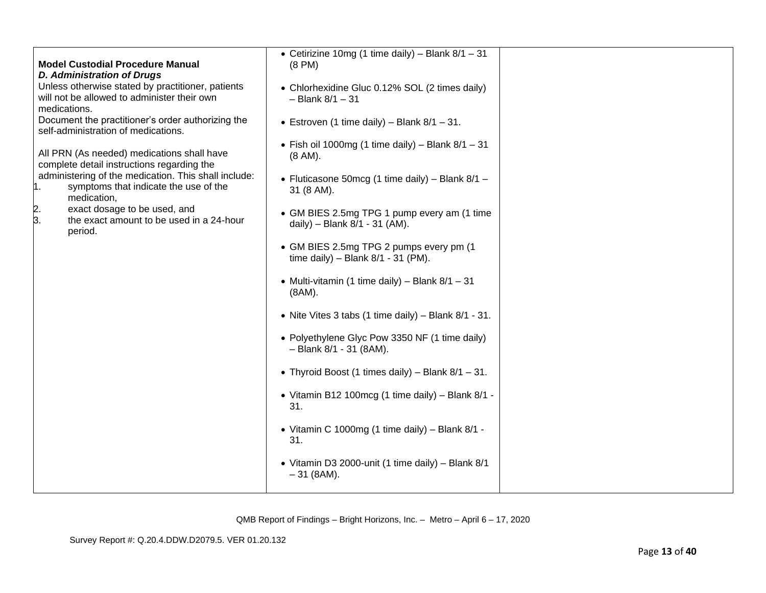| | | |
|---|---|---|
| **Model Custodial Procedure Manual**<br>***D. Administration of Drugs***<br>Unless otherwise stated by practitioner, patients will not be allowed to administer their own medications.<br>Document the practitioner's order authorizing the self-administration of medications.<br><br>All PRN (As needed) medications shall have complete detail instructions regarding the administering of the medication. This shall include:<br>1. symptoms that indicate the use of the medication,<br>2. exact dosage to be used, and<br>3. the exact amount to be used in a 24-hour period. | • Cetirizine 10mg (1 time daily) – Blank 8/1 – 31 (8 PM)<br><br>• Chlorhexidine Gluc 0.12% SOL (2 times daily) – Blank 8/1 – 31<br><br>• Estroven (1 time daily) – Blank 8/1 – 31.<br><br>• Fish oil 1000mg (1 time daily) – Blank 8/1 – 31 (8 AM).<br><br>• Fluticasone 50mcg (1 time daily) – Blank 8/1 – 31 (8 AM).<br><br>• GM BIES 2.5mg TPG 1 pump every am (1 time daily) – Blank 8/1 - 31 (AM).<br><br>• GM BIES 2.5mg TPG 2 pumps every pm (1 time daily) – Blank 8/1 - 31 (PM).<br><br>• Multi-vitamin (1 time daily) – Blank 8/1 – 31 (8AM).<br><br>• Nite Vites 3 tabs (1 time daily) – Blank 8/1 - 31.<br><br>• Polyethylene Glyc Pow 3350 NF (1 time daily) – Blank 8/1 - 31 (8AM).<br><br>• Thyroid Boost (1 times daily) – Blank 8/1 – 31.<br><br>• Vitamin B12 100mcg (1 time daily) – Blank 8/1 - 31.<br><br>• Vitamin C 1000mg (1 time daily) – Blank 8/1 - 31.<br><br>• Vitamin D3 2000-unit (1 time daily) – Blank 8/1 – 31 (8AM). | |

QMB Report of Findings – Bright Horizons, Inc. – Metro – April 6 – 17, 2020

Survey Report #: Q.20.4.DDW.D2079.5. VER 01.20.132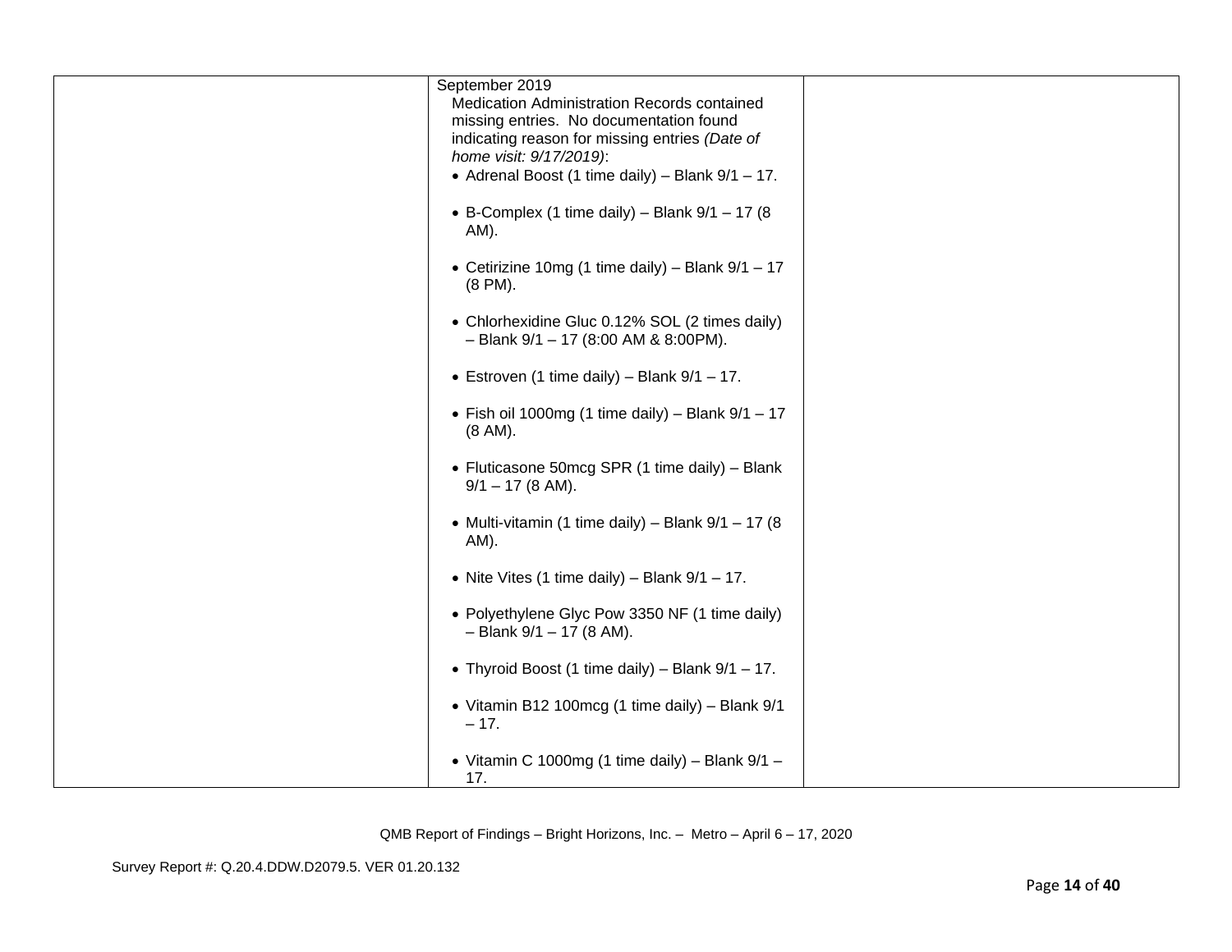| | | |
|---|---|---|
| | September 2019<br>Medication Administration Records contained missing entries. No documentation found indicating reason for missing entries *(Date of home visit: 9/17/2019)*:<br>• Adrenal Boost (1 time daily) – Blank 9/1 – 17.<br>• B-Complex (1 time daily) – Blank 9/1 – 17 (8 AM).<br>• Cetirizine 10mg (1 time daily) – Blank 9/1 – 17 (8 PM).<br>• Chlorhexidine Gluc 0.12% SOL (2 times daily) – Blank 9/1 – 17 (8:00 AM & 8:00PM).<br>• Estroven (1 time daily) – Blank 9/1 – 17.<br>• Fish oil 1000mg (1 time daily) – Blank 9/1 – 17 (8 AM).<br>• Fluticasone 50mcg SPR (1 time daily) – Blank 9/1 – 17 (8 AM).<br>• Multi-vitamin (1 time daily) – Blank 9/1 – 17 (8 AM).<br>• Nite Vites (1 time daily) – Blank 9/1 – 17.<br>• Polyethylene Glyc Pow 3350 NF (1 time daily) – Blank 9/1 – 17 (8 AM).<br>• Thyroid Boost (1 time daily) – Blank 9/1 – 17.<br>• Vitamin B12 100mcg (1 time daily) – Blank 9/1 – 17.<br>• Vitamin C 1000mg (1 time daily) – Blank 9/1 – 17. | |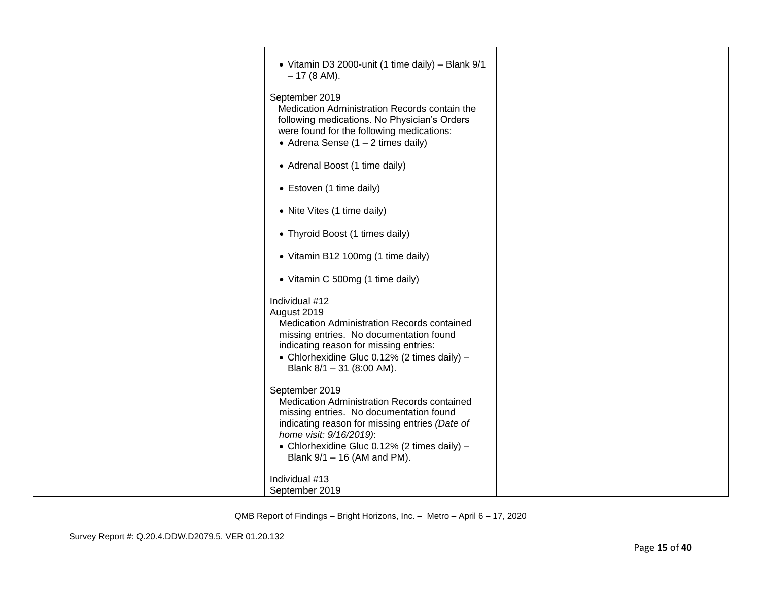| | | |
|---|---|---|
| | • Vitamin D3 2000-unit (1 time daily) – Blank 9/1 – 17 (8 AM).<br><br>September 2019<br>Medication Administration Records contain the following medications. No Physician's Orders were found for the following medications:<br>• Adrena Sense (1 – 2 times daily)<br>• Adrenal Boost (1 time daily)<br>• Estoven (1 time daily)<br>• Nite Vites (1 time daily)<br>• Thyroid Boost (1 times daily)<br>• Vitamin B12 100mg (1 time daily)<br>• Vitamin C 500mg (1 time daily)<br><br>Individual #12<br>August 2019<br>Medication Administration Records contained missing entries. No documentation found indicating reason for missing entries:<br>• Chlorhexidine Gluc 0.12% (2 times daily) – Blank 8/1 – 31 (8:00 AM).<br><br>September 2019<br>Medication Administration Records contained missing entries. No documentation found indicating reason for missing entries *(Date of home visit: 9/16/2019)*:<br>• Chlorhexidine Gluc 0.12% (2 times daily) – Blank 9/1 – 16 (AM and PM).<br><br>Individual #13<br>September 2019 | |

QMB Report of Findings – Bright Horizons, Inc. – Metro – April 6 – 17, 2020

Survey Report #: Q.20.4.DDW.D2079.5. VER 01.20.132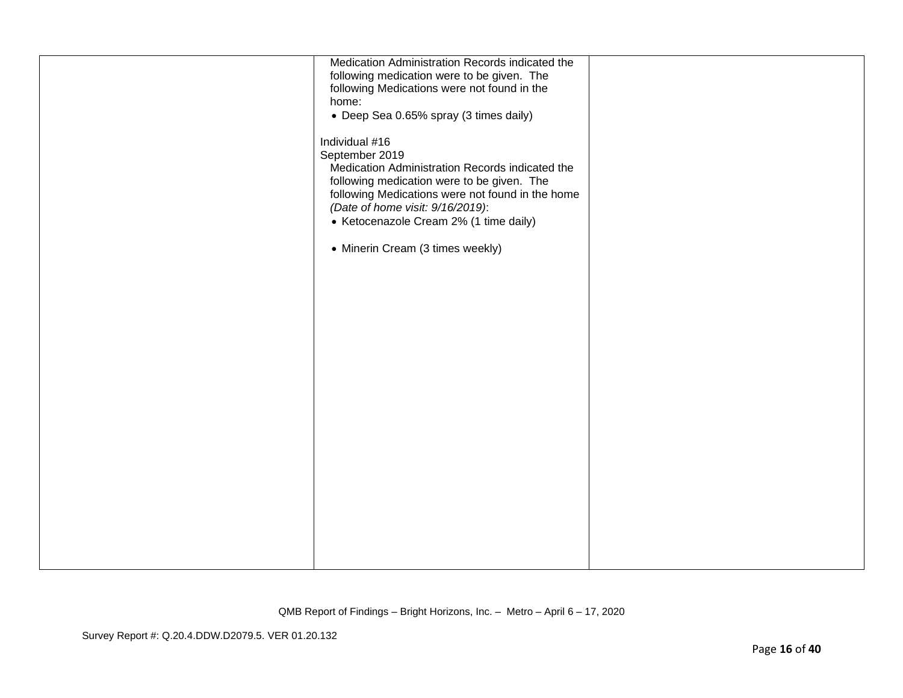| | | |
|---|---|---|
| | Medication Administration Records indicated the following medication were to be given. The following Medications were not found in the home:<br>• Deep Sea 0.65% spray (3 times daily)<br><br>Individual #16<br>September 2019<br>Medication Administration Records indicated the following medication were to be given. The following Medications were not found in the home *(Date of home visit: 9/16/2019)*:<br>• Ketocenazole Cream 2% (1 time daily)<br><br>• Minerin Cream (3 times weekly) | |

QMB Report of Findings – Bright Horizons, Inc. – Metro – April 6 – 17, 2020

Survey Report #: Q.20.4.DDW.D2079.5. VER 01.20.132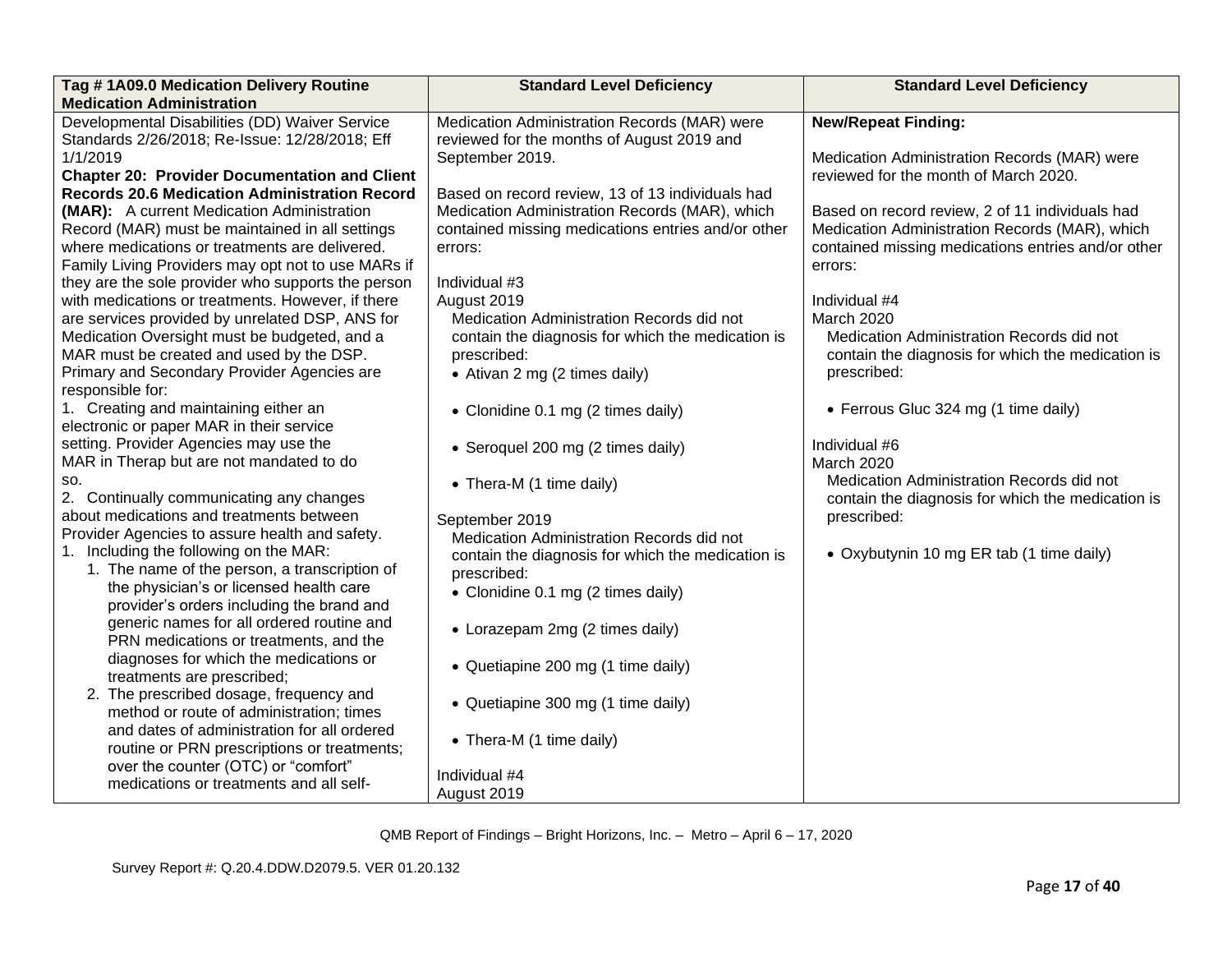| Tag # 1A09.0 Medication Delivery Routine Medication Administration | Standard Level Deficiency | Standard Level Deficiency |
|---|---|---|
| Developmental Disabilities (DD) Waiver Service Standards 2/26/2018; Re-Issue: 12/28/2018; Eff 1/1/2019<br>**Chapter 20: Provider Documentation and Client Records 20.6 Medication Administration Record (MAR):** A current Medication Administration Record (MAR) must be maintained in all settings where medications or treatments are delivered. Family Living Providers may opt not to use MARs if they are the sole provider who supports the person with medications or treatments. However, if there are services provided by unrelated DSP, ANS for Medication Oversight must be budgeted, and a MAR must be created and used by the DSP. Primary and Secondary Provider Agencies are responsible for:<br>1. Creating and maintaining either an electronic or paper MAR in their service setting. Provider Agencies may use the MAR in Therap but are not mandated to do so.<br>2. Continually communicating any changes about medications and treatments between Provider Agencies to assure health and safety.<br>1. Including the following on the MAR:<br>1. The name of the person, a transcription of the physician's or licensed health care provider's orders including the brand and generic names for all ordered routine and PRN medications or treatments, and the diagnoses for which the medications or treatments are prescribed;<br>2. The prescribed dosage, frequency and method or route of administration; times and dates of administration for all ordered routine or PRN prescriptions or treatments; over the counter (OTC) or "comfort" medications or treatments and all self- | Medication Administration Records (MAR) were reviewed for the months of August 2019 and September 2019.<br><br>Based on record review, 13 of 13 individuals had Medication Administration Records (MAR), which contained missing medications entries and/or other errors:<br><br>Individual #3<br>August 2019<br>Medication Administration Records did not contain the diagnosis for which the medication is prescribed:<br>• Ativan 2 mg (2 times daily)<br>• Clonidine 0.1 mg (2 times daily)<br>• Seroquel 200 mg (2 times daily)<br>• Thera-M (1 time daily)<br><br>September 2019<br>Medication Administration Records did not contain the diagnosis for which the medication is prescribed:<br>• Clonidine 0.1 mg (2 times daily)<br>• Lorazepam 2mg (2 times daily)<br>• Quetiapine 200 mg (1 time daily)<br>• Quetiapine 300 mg (1 time daily)<br>• Thera-M (1 time daily)<br><br>Individual #4<br>August 2019 | **New/Repeat Finding:**<br><br>Medication Administration Records (MAR) were reviewed for the month of March 2020.<br><br>Based on record review, 2 of 11 individuals had Medication Administration Records (MAR), which contained missing medications entries and/or other errors:<br><br>Individual #4<br>March 2020<br>Medication Administration Records did not contain the diagnosis for which the medication is prescribed:<br>• Ferrous Gluc 324 mg (1 time daily)<br><br>Individual #6<br>March 2020<br>Medication Administration Records did not contain the diagnosis for which the medication is prescribed:<br>• Oxybutynin 10 mg ER tab (1 time daily) |

QMB Report of Findings – Bright Horizons, Inc. – Metro – April 6 – 17, 2020

Survey Report #: Q.20.4.DDW.D2079.5. VER 01.20.132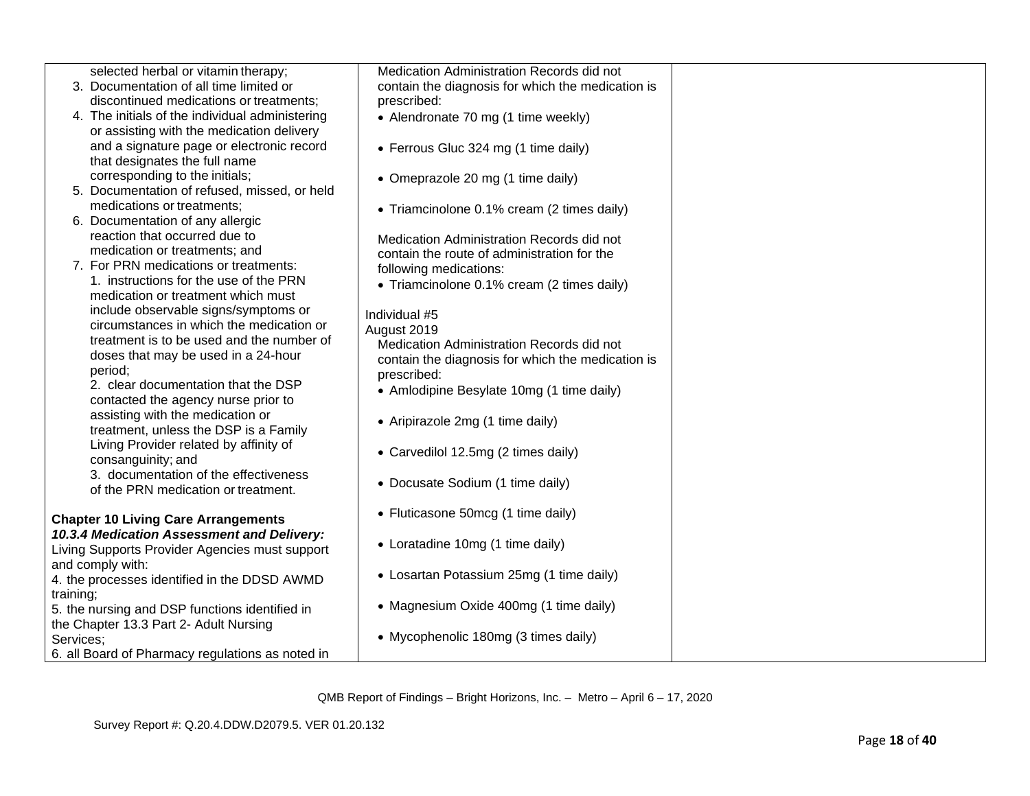| | | |
|---|---|---|
| selected herbal or vitamin therapy;<br>3. Documentation of all time limited or discontinued medications or treatments;<br>4. The initials of the individual administering or assisting with the medication delivery and a signature page or electronic record that designates the full name corresponding to the initials;<br>5. Documentation of refused, missed, or held medications or treatments;<br>6. Documentation of any allergic reaction that occurred due to medication or treatments; and<br>7. For PRN medications or treatments:<br>1. instructions for the use of the PRN medication or treatment which must include observable signs/symptoms or circumstances in which the medication or treatment is to be used and the number of doses that may be used in a 24-hour period;<br>2. clear documentation that the DSP contacted the agency nurse prior to assisting with the medication or treatment, unless the DSP is a Family Living Provider related by affinity of consanguinity; and<br>3. documentation of the effectiveness of the PRN medication or treatment.<br><br>**Chapter 10 Living Care Arrangements**<br>***10.3.4 Medication Assessment and Delivery:***<br>Living Supports Provider Agencies must support and comply with:<br>4. the processes identified in the DDSD AWMD training;<br>5. the nursing and DSP functions identified in the Chapter 13.3 Part 2- Adult Nursing Services;<br>6. all Board of Pharmacy regulations as noted in | Medication Administration Records did not contain the diagnosis for which the medication is prescribed:<br>• Alendronate 70 mg (1 time weekly)<br>• Ferrous Gluc 324 mg (1 time daily)<br>• Omeprazole 20 mg (1 time daily)<br>• Triamcinolone 0.1% cream (2 times daily)<br><br>Medication Administration Records did not contain the route of administration for the following medications:<br>• Triamcinolone 0.1% cream (2 times daily)<br><br>Individual #5<br>August 2019<br>Medication Administration Records did not contain the diagnosis for which the medication is prescribed:<br>• Amlodipine Besylate 10mg (1 time daily)<br>• Aripirazole 2mg (1 time daily)<br>• Carvedilol 12.5mg (2 times daily)<br>• Docusate Sodium (1 time daily)<br>• Fluticasone 50mcg (1 time daily)<br>• Loratadine 10mg (1 time daily)<br>• Losartan Potassium 25mg (1 time daily)<br>• Magnesium Oxide 400mg (1 time daily)<br>• Mycophenolic 180mg (3 times daily) | |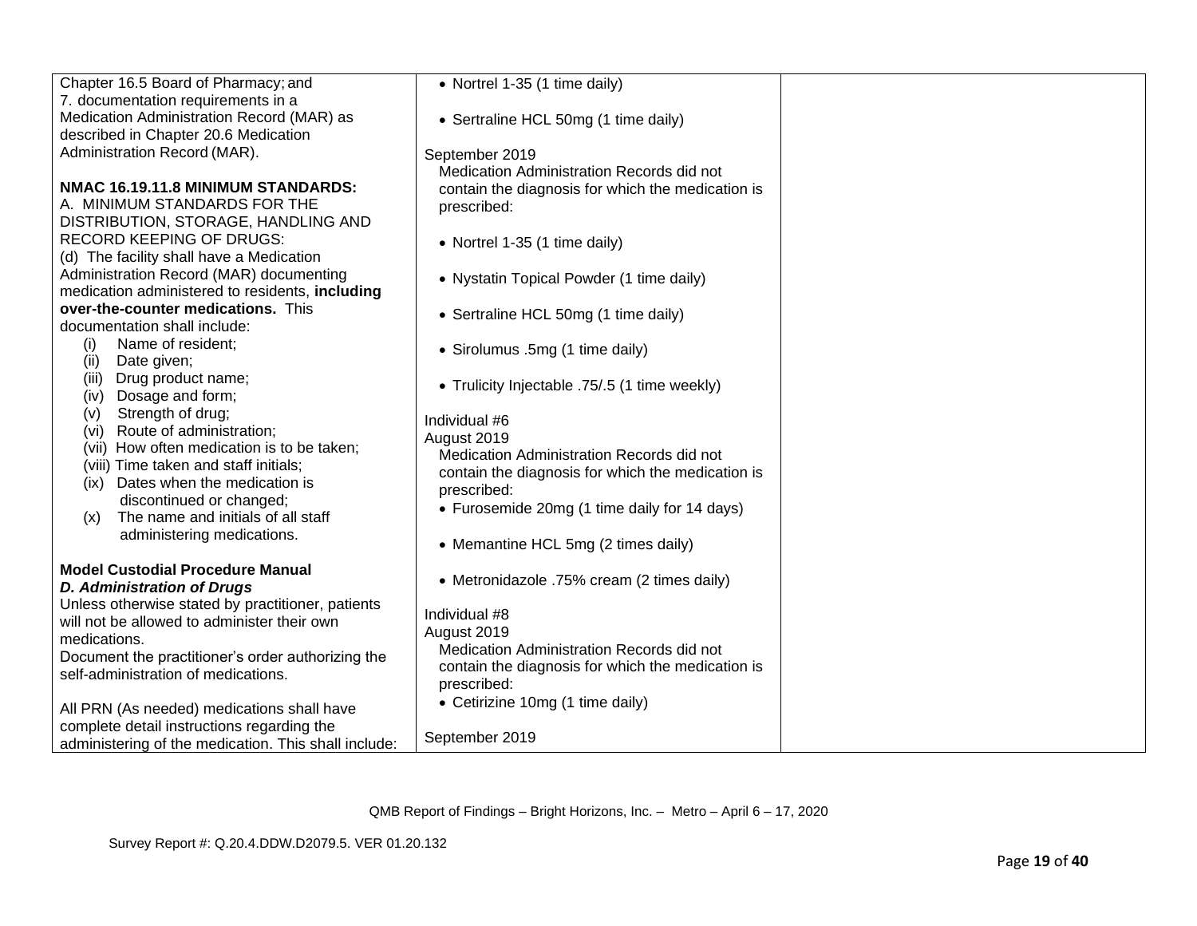| | | |
|---|---|---|
| Chapter 16.5 Board of Pharmacy; and<br>7. documentation requirements in a Medication Administration Record (MAR) as described in Chapter 20.6 Medication Administration Record (MAR).<br><br>**NMAC 16.19.11.8 MINIMUM STANDARDS:**<br>A. MINIMUM STANDARDS FOR THE DISTRIBUTION, STORAGE, HANDLING AND RECORD KEEPING OF DRUGS:<br>(d) The facility shall have a Medication Administration Record (MAR) documenting medication administered to residents, **including over-the-counter medications.** This documentation shall include:<br>(i) Name of resident;<br>(ii) Date given;<br>(iii) Drug product name;<br>(iv) Dosage and form;<br>(v) Strength of drug;<br>(vi) Route of administration;<br>(vii) How often medication is to be taken;<br>(viii) Time taken and staff initials;<br>(ix) Dates when the medication is discontinued or changed;<br>(x) The name and initials of all staff administering medications.<br><br>**Model Custodial Procedure Manual**<br>***D. Administration of Drugs***<br>Unless otherwise stated by practitioner, patients will not be allowed to administer their own medications.<br>Document the practitioner's order authorizing the self-administration of medications.<br><br>All PRN (As needed) medications shall have complete detail instructions regarding the administering of the medication. This shall include: | • Nortrel 1-35 (1 time daily)<br><br>• Sertraline HCL 50mg (1 time daily)<br><br>September 2019<br>Medication Administration Records did not contain the diagnosis for which the medication is prescribed:<br><br>• Nortrel 1-35 (1 time daily)<br><br>• Nystatin Topical Powder (1 time daily)<br><br>• Sertraline HCL 50mg (1 time daily)<br><br>• Sirolumus .5mg (1 time daily)<br><br>• Trulicity Injectable .75/.5 (1 time weekly)<br><br>Individual #6<br>August 2019<br>Medication Administration Records did not contain the diagnosis for which the medication is prescribed:<br>• Furosemide 20mg (1 time daily for 14 days)<br><br>• Memantine HCL 5mg (2 times daily)<br><br>• Metronidazole .75% cream (2 times daily)<br><br>Individual #8<br>August 2019<br>Medication Administration Records did not contain the diagnosis for which the medication is prescribed:<br>• Cetirizine 10mg (1 time daily)<br><br>September 2019 | |

QMB Report of Findings – Bright Horizons, Inc. – Metro – April 6 – 17, 2020

Survey Report #: Q.20.4.DDW.D2079.5. VER 01.20.132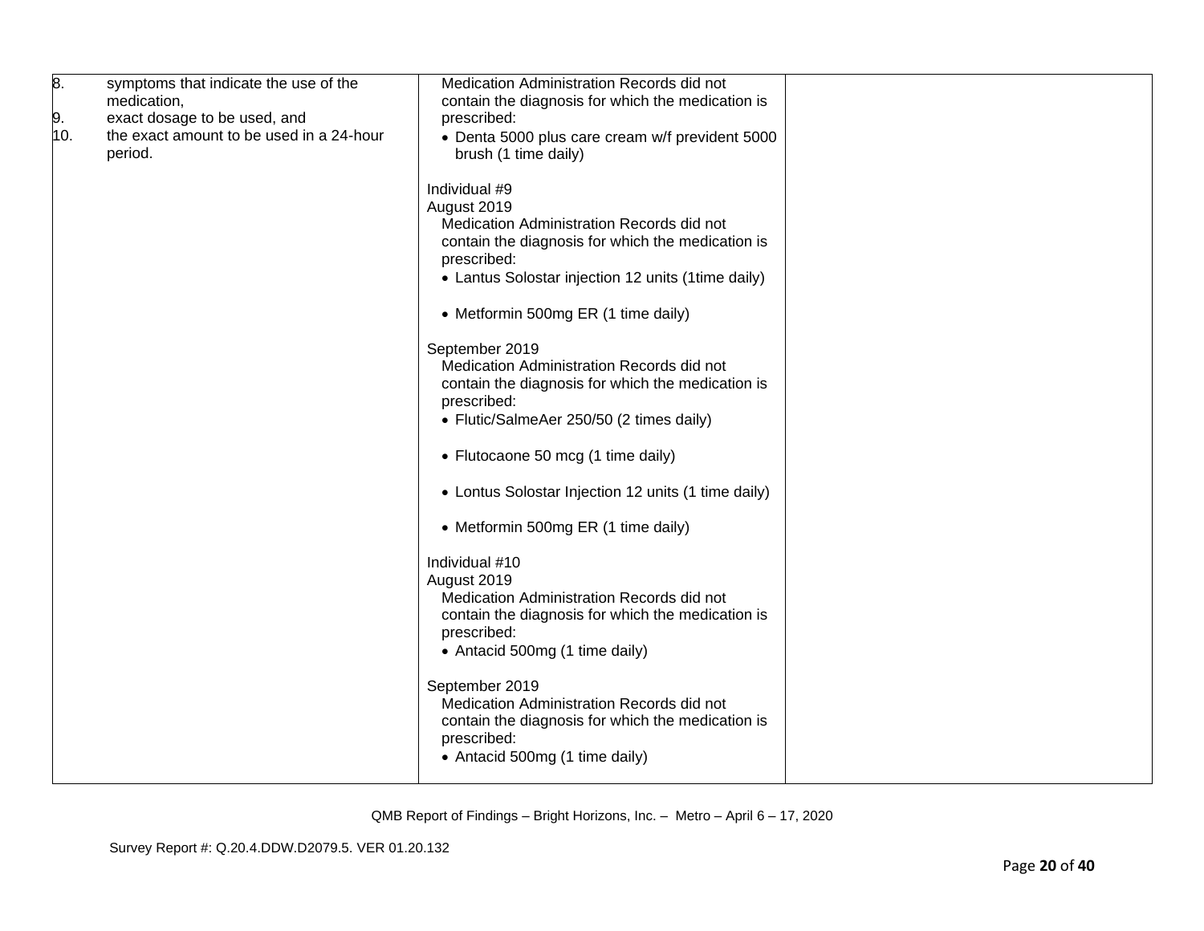| | | |
|---|---|---|
| 8. symptoms that indicate the use of the medication,<br>9. exact dosage to be used, and<br>10. the exact amount to be used in a 24-hour period. | Medication Administration Records did not contain the diagnosis for which the medication is prescribed:<br>• Denta 5000 plus care cream w/f prevident 5000 brush (1 time daily)<br><br>Individual #9<br>August 2019<br>Medication Administration Records did not contain the diagnosis for which the medication is prescribed:<br>• Lantus Solostar injection 12 units (1time daily)<br>• Metformin 500mg ER (1 time daily)<br><br>September 2019<br>Medication Administration Records did not contain the diagnosis for which the medication is prescribed:<br>• Flutic/SalmeAer 250/50 (2 times daily)<br>• Flutocaone 50 mcg (1 time daily)<br>• Lontus Solostar Injection 12 units (1 time daily)<br>• Metformin 500mg ER (1 time daily)<br><br>Individual #10<br>August 2019<br>Medication Administration Records did not contain the diagnosis for which the medication is prescribed:<br>• Antacid 500mg (1 time daily)<br><br>September 2019<br>Medication Administration Records did not contain the diagnosis for which the medication is prescribed:<br>• Antacid 500mg (1 time daily) | |

QMB Report of Findings – Bright Horizons, Inc. – Metro – April 6 – 17, 2020

Survey Report #: Q.20.4.DDW.D2079.5. VER 01.20.132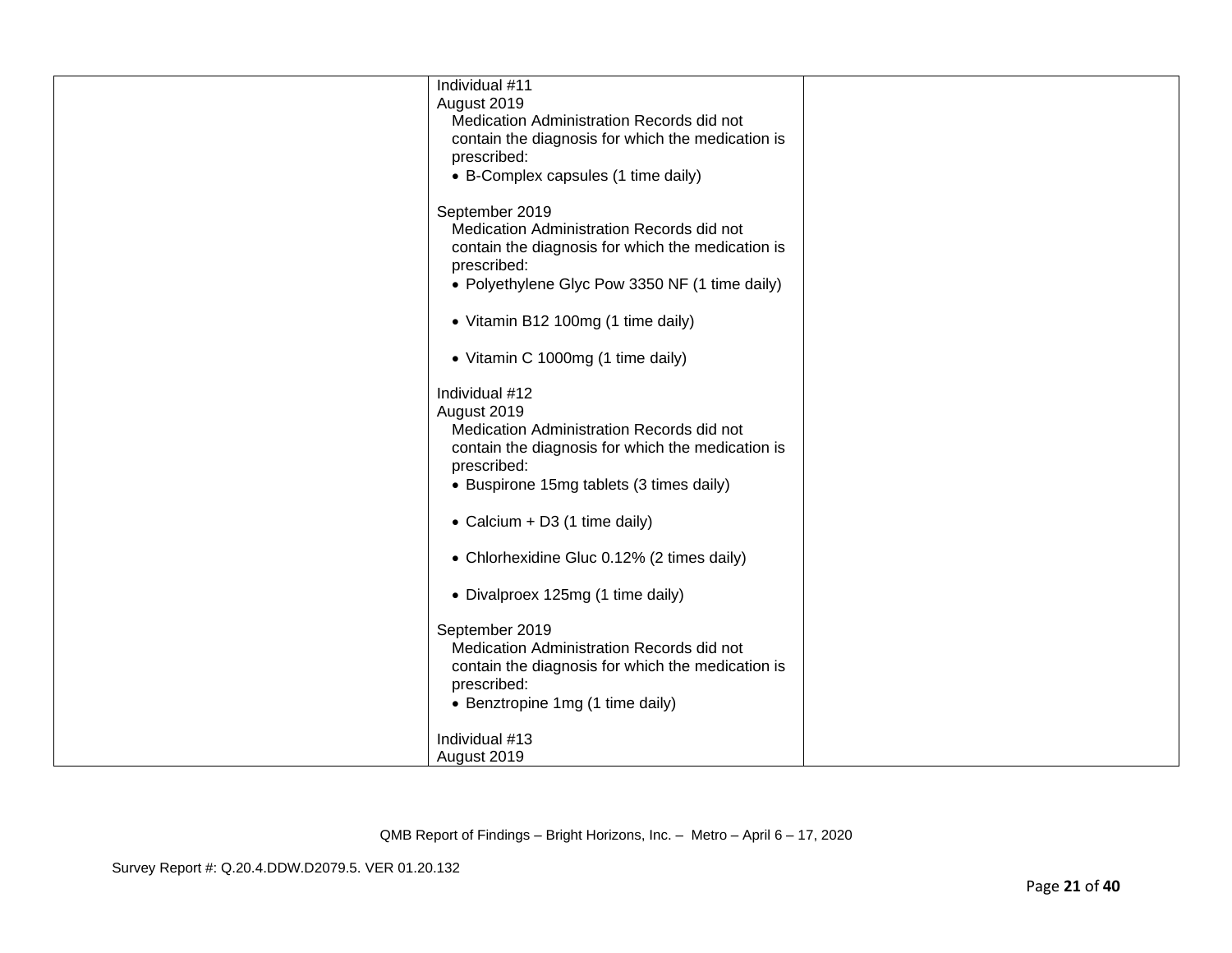| | | |
|---|---|---|
| | Individual #11<br>August 2019<br>Medication Administration Records did not contain the diagnosis for which the medication is prescribed:<br>• B-Complex capsules (1 time daily)<br><br>September 2019<br>Medication Administration Records did not contain the diagnosis for which the medication is prescribed:<br>• Polyethylene Glyc Pow 3350 NF (1 time daily)<br><br>• Vitamin B12 100mg (1 time daily)<br><br>• Vitamin C 1000mg (1 time daily)<br><br>Individual #12<br>August 2019<br>Medication Administration Records did not contain the diagnosis for which the medication is prescribed:<br>• Buspirone 15mg tablets (3 times daily)<br><br>• Calcium + D3 (1 time daily)<br><br>• Chlorhexidine Gluc 0.12% (2 times daily)<br><br>• Divalproex 125mg (1 time daily)<br><br>September 2019<br>Medication Administration Records did not contain the diagnosis for which the medication is prescribed:<br>• Benztropine 1mg (1 time daily)<br><br>Individual #13<br>August 2019 | |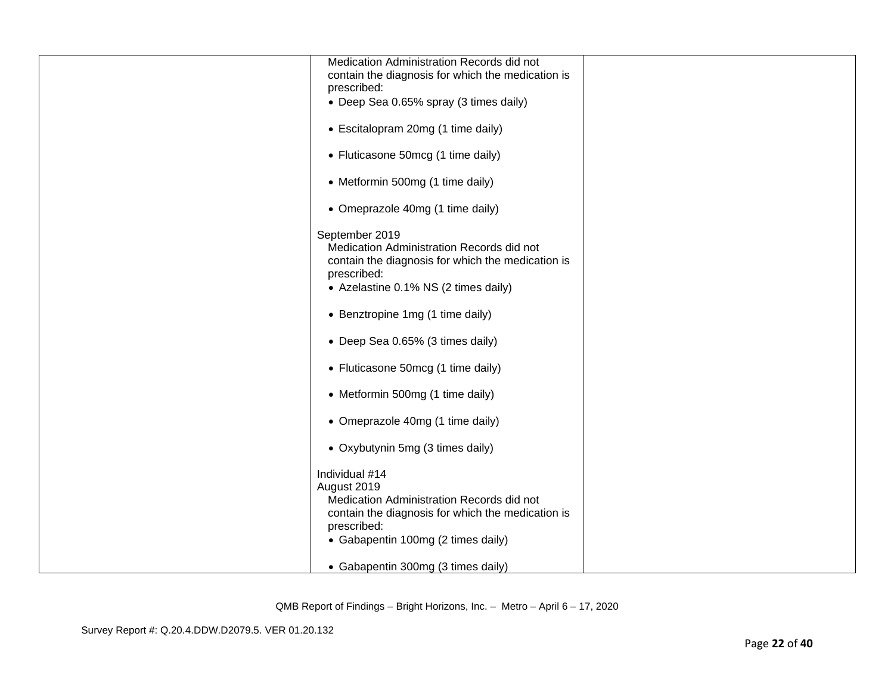| | | |
|---|---|---|
| | Medication Administration Records did not contain the diagnosis for which the medication is prescribed:<br>• Deep Sea 0.65% spray (3 times daily)<br><br>• Escitalopram 20mg (1 time daily)<br><br>• Fluticasone 50mcg (1 time daily)<br><br>• Metformin 500mg (1 time daily)<br><br>• Omeprazole 40mg (1 time daily)<br><br>September 2019<br>Medication Administration Records did not contain the diagnosis for which the medication is prescribed:<br>• Azelastine 0.1% NS (2 times daily)<br><br>• Benztropine 1mg (1 time daily)<br><br>• Deep Sea 0.65% (3 times daily)<br><br>• Fluticasone 50mcg (1 time daily)<br><br>• Metformin 500mg (1 time daily)<br><br>• Omeprazole 40mg (1 time daily)<br><br>• Oxybutynin 5mg (3 times daily)<br><br>Individual #14<br>August 2019<br>Medication Administration Records did not contain the diagnosis for which the medication is prescribed:<br>• Gabapentin 100mg (2 times daily)<br><br>• Gabapentin 300mg (3 times daily) | |

QMB Report of Findings – Bright Horizons, Inc. – Metro – April 6 – 17, 2020

Survey Report #: Q.20.4.DDW.D2079.5. VER 01.20.132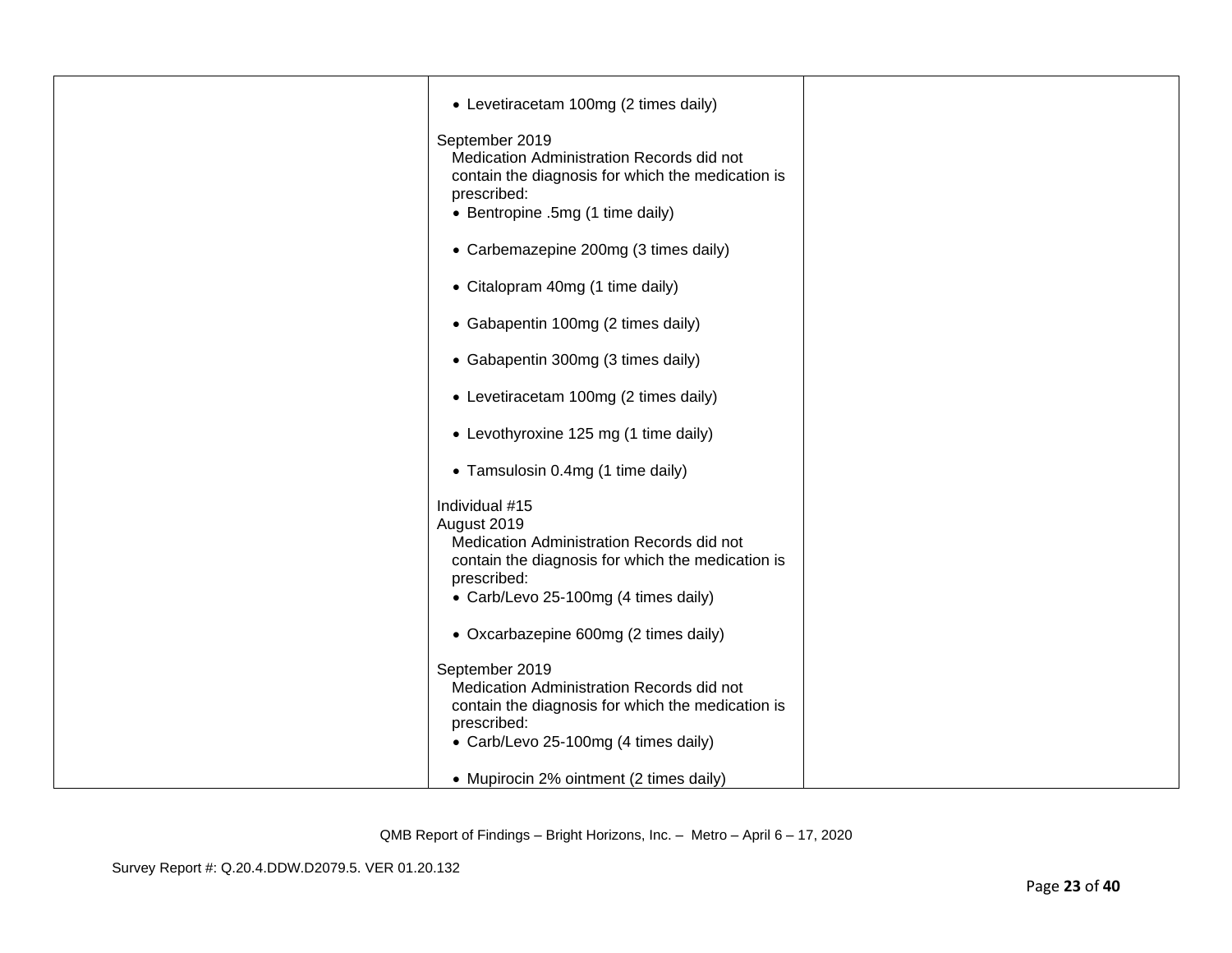| | | |
|---|---|---|
| | • Levetiracetam 100mg (2 times daily)<br><br>September 2019<br>Medication Administration Records did not contain the diagnosis for which the medication is prescribed:<br>• Bentropine .5mg (1 time daily)<br><br>• Carbemazepine 200mg (3 times daily)<br><br>• Citalopram 40mg (1 time daily)<br><br>• Gabapentin 100mg (2 times daily)<br><br>• Gabapentin 300mg (3 times daily)<br><br>• Levetiracetam 100mg (2 times daily)<br><br>• Levothyroxine 125 mg (1 time daily)<br><br>• Tamsulosin 0.4mg (1 time daily)<br><br>Individual #15<br>August 2019<br>Medication Administration Records did not contain the diagnosis for which the medication is prescribed:<br>• Carb/Levo 25-100mg (4 times daily)<br><br>• Oxcarbazepine 600mg (2 times daily)<br><br>September 2019<br>Medication Administration Records did not contain the diagnosis for which the medication is prescribed:<br>• Carb/Levo 25-100mg (4 times daily)<br><br>• Mupirocin 2% ointment (2 times daily) | |

QMB Report of Findings – Bright Horizons, Inc. – Metro – April 6 – 17, 2020

Survey Report #: Q.20.4.DDW.D2079.5. VER 01.20.132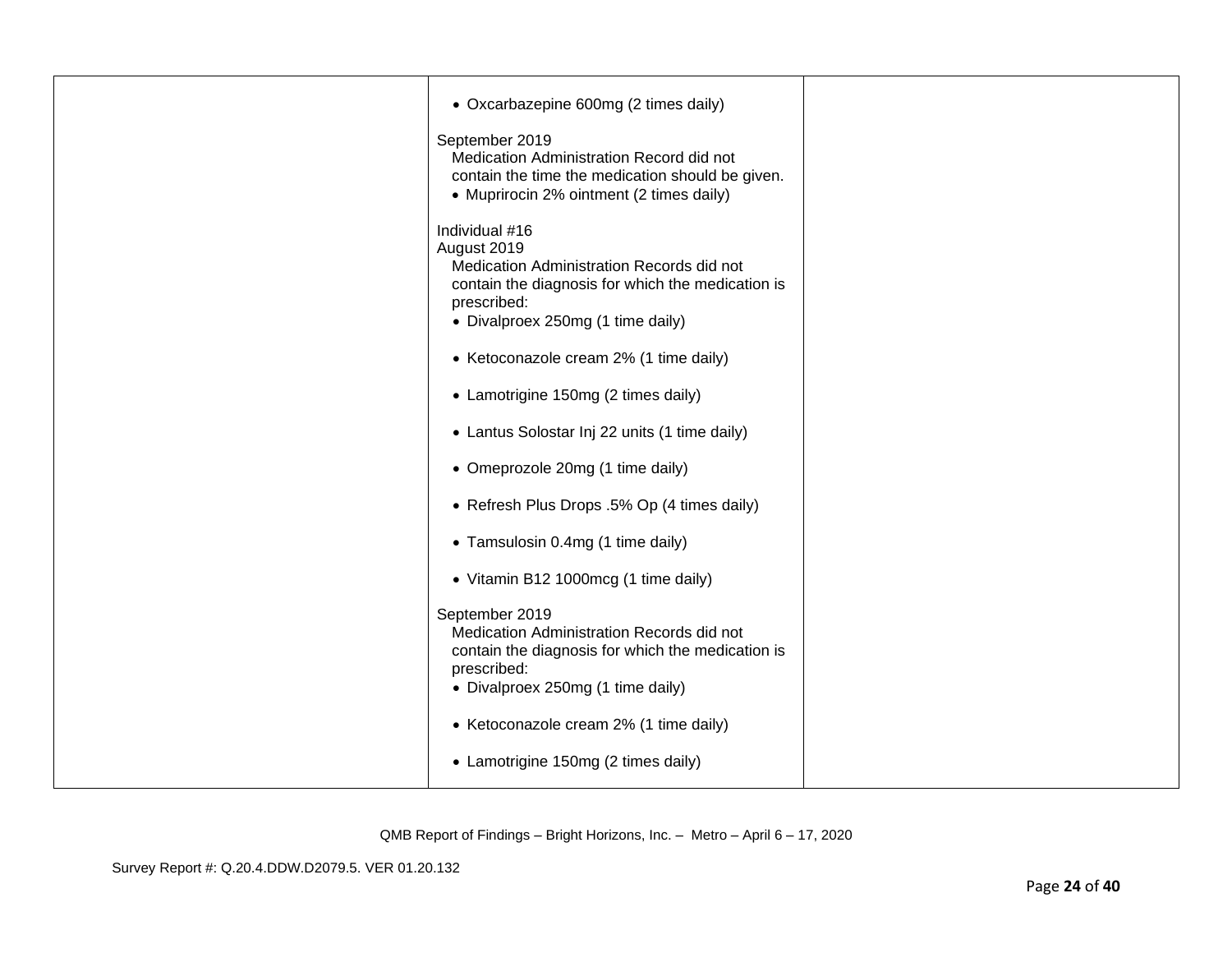| | | |
|---|---|---|
| | • Oxcarbazepine 600mg (2 times daily)<br><br>September 2019<br>Medication Administration Record did not contain the time the medication should be given.<br>• Muprirocin 2% ointment (2 times daily)<br><br>Individual #16<br>August 2019<br>Medication Administration Records did not contain the diagnosis for which the medication is prescribed:<br>• Divalproex 250mg (1 time daily)<br><br>• Ketoconazole cream 2% (1 time daily)<br><br>• Lamotrigine 150mg (2 times daily)<br><br>• Lantus Solostar Inj 22 units (1 time daily)<br><br>• Omeprozole 20mg (1 time daily)<br><br>• Refresh Plus Drops .5% Op (4 times daily)<br><br>• Tamsulosin 0.4mg (1 time daily)<br><br>• Vitamin B12 1000mcg (1 time daily)<br><br>September 2019<br>Medication Administration Records did not contain the diagnosis for which the medication is prescribed:<br>• Divalproex 250mg (1 time daily)<br><br>• Ketoconazole cream 2% (1 time daily)<br><br>• Lamotrigine 150mg (2 times daily) | |

QMB Report of Findings – Bright Horizons, Inc. – Metro – April 6 – 17, 2020

Survey Report #: Q.20.4.DDW.D2079.5. VER 01.20.132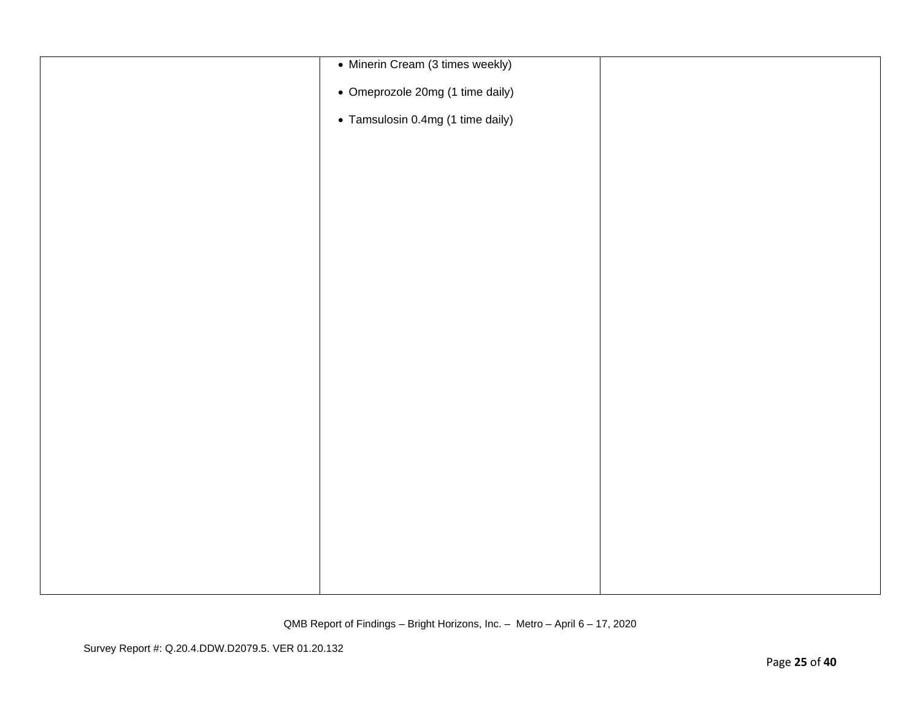| | | |
|---|---|---|
| | • Minerin Cream (3 times weekly)<br><br>• Omeprozole 20mg (1 time daily)<br><br>• Tamsulosin 0.4mg (1 time daily) | |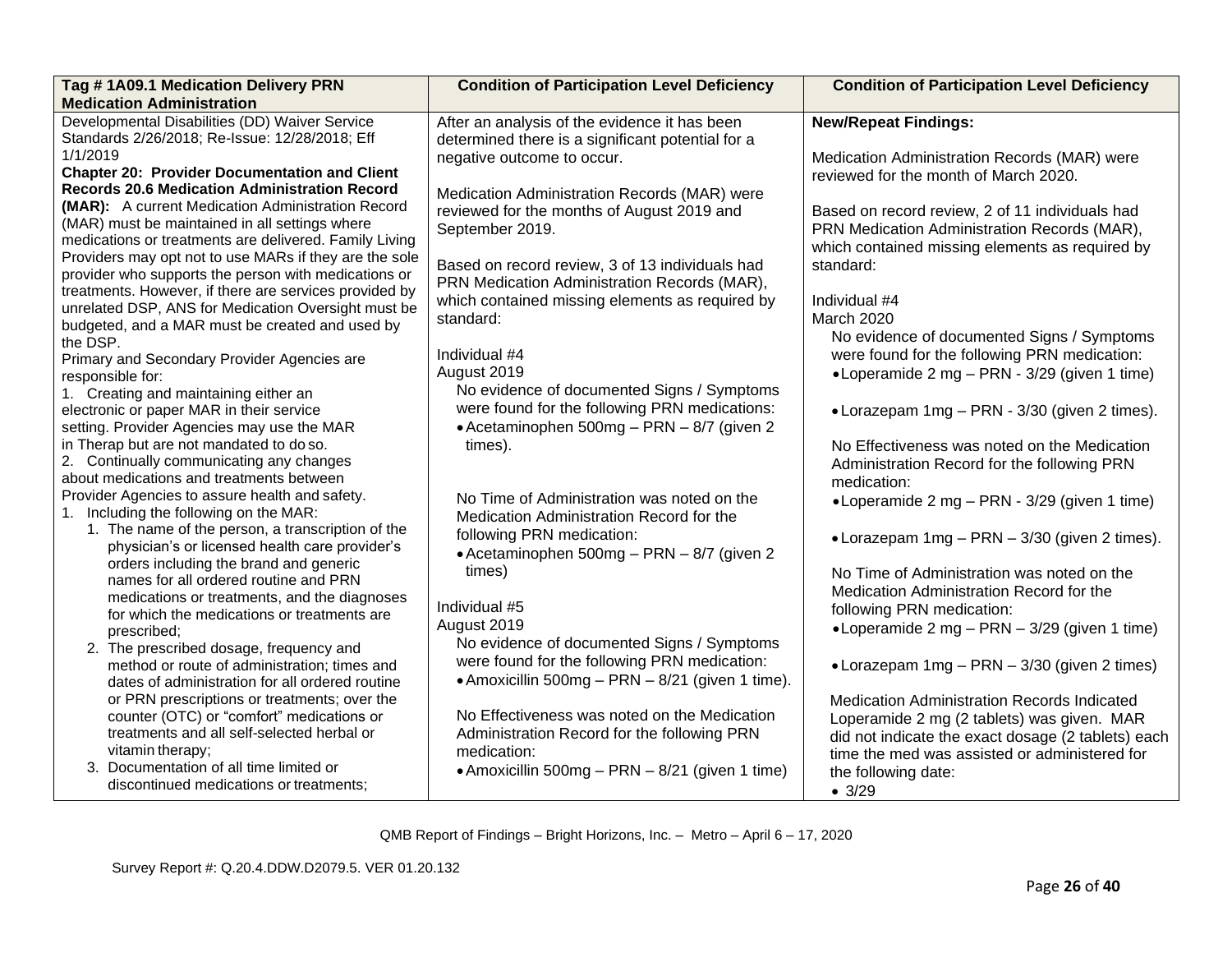| Tag # 1A09.1 Medication Delivery PRN Medication Administration | Condition of Participation Level Deficiency | Condition of Participation Level Deficiency |
|---|---|---|
| Developmental Disabilities (DD) Waiver Service Standards 2/26/2018; Re-Issue: 12/28/2018; Eff 1/1/2019<br>**Chapter 20: Provider Documentation and Client Records 20.6 Medication Administration Record (MAR):** A current Medication Administration Record (MAR) must be maintained in all settings where medications or treatments are delivered. Family Living Providers may opt not to use MARs if they are the sole provider who supports the person with medications or treatments. However, if there are services provided by unrelated DSP, ANS for Medication Oversight must be budgeted, and a MAR must be created and used by the DSP.<br>Primary and Secondary Provider Agencies are responsible for:<br>1. Creating and maintaining either an electronic or paper MAR in their service setting. Provider Agencies may use the MAR in Therap but are not mandated to do so.<br>2. Continually communicating any changes about medications and treatments between Provider Agencies to assure health and safety.<br>1. Including the following on the MAR:<br>1. The name of the person, a transcription of the physician's or licensed health care provider's orders including the brand and generic names for all ordered routine and PRN medications or treatments, and the diagnoses for which the medications or treatments are prescribed;<br>2. The prescribed dosage, frequency and method or route of administration; times and dates of administration for all ordered routine or PRN prescriptions or treatments; over the counter (OTC) or "comfort" medications or treatments and all self-selected herbal or vitamin therapy;<br>3. Documentation of all time limited or discontinued medications or treatments; | After an analysis of the evidence it has been determined there is a significant potential for a negative outcome to occur.<br><br>Medication Administration Records (MAR) were reviewed for the months of August 2019 and September 2019.<br><br>Based on record review, 3 of 13 individuals had PRN Medication Administration Records (MAR), which contained missing elements as required by standard:<br><br>Individual #4<br>August 2019<br>No evidence of documented Signs / Symptoms were found for the following PRN medications:<br>• Acetaminophen 500mg – PRN – 8/7 (given 2 times).<br><br>No Time of Administration was noted on the Medication Administration Record for the following PRN medication:<br>• Acetaminophen 500mg – PRN – 8/7 (given 2 times)<br><br>Individual #5<br>August 2019<br>No evidence of documented Signs / Symptoms were found for the following PRN medication:<br>• Amoxicillin 500mg – PRN – 8/21 (given 1 time).<br><br>No Effectiveness was noted on the Medication Administration Record for the following PRN medication:<br>• Amoxicillin 500mg – PRN – 8/21 (given 1 time) | **New/Repeat Findings:**<br><br>Medication Administration Records (MAR) were reviewed for the month of March 2020.<br><br>Based on record review, 2 of 11 individuals had PRN Medication Administration Records (MAR), which contained missing elements as required by standard:<br><br>Individual #4<br>March 2020<br>No evidence of documented Signs / Symptoms were found for the following PRN medication:<br>• Loperamide 2 mg – PRN - 3/29 (given 1 time)<br><br>• Lorazepam 1mg – PRN - 3/30 (given 2 times).<br><br>No Effectiveness was noted on the Medication Administration Record for the following PRN medication:<br>• Loperamide 2 mg – PRN - 3/29 (given 1 time)<br><br>• Lorazepam 1mg – PRN – 3/30 (given 2 times).<br><br>No Time of Administration was noted on the Medication Administration Record for the following PRN medication:<br>• Loperamide 2 mg – PRN – 3/29 (given 1 time)<br><br>• Lorazepam 1mg – PRN – 3/30 (given 2 times)<br><br>Medication Administration Records Indicated Loperamide 2 mg (2 tablets) was given. MAR did not indicate the exact dosage (2 tablets) each time the med was assisted or administered for the following date:<br>• 3/29 |

QMB Report of Findings – Bright Horizons, Inc. – Metro – April 6 – 17, 2020

Survey Report #: Q.20.4.DDW.D2079.5. VER 01.20.132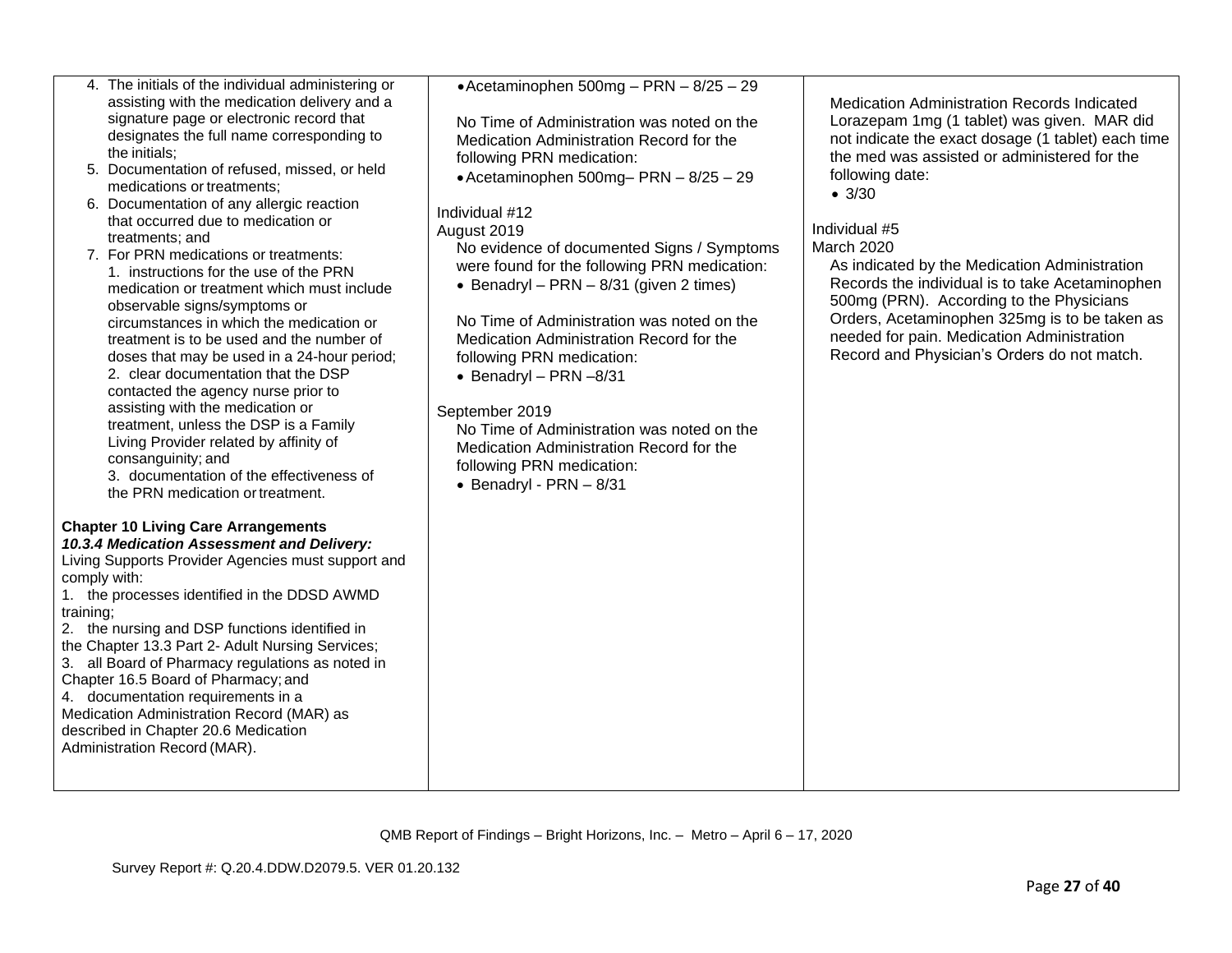| | | |
|---|---|---|
| 4. The initials of the individual administering or assisting with the medication delivery and a signature page or electronic record that designates the full name corresponding to the initials;<br>5. Documentation of refused, missed, or held medications or treatments;<br>6. Documentation of any allergic reaction that occurred due to medication or treatments; and<br>7. For PRN medications or treatments:<br>1. instructions for the use of the PRN medication or treatment which must include observable signs/symptoms or circumstances in which the medication or treatment is to be used and the number of doses that may be used in a 24-hour period;<br>2. clear documentation that the DSP contacted the agency nurse prior to assisting with the medication or treatment, unless the DSP is a Family Living Provider related by affinity of consanguinity; and<br>3. documentation of the effectiveness of the PRN medication or treatment.<br><br>**Chapter 10 Living Care Arrangements**<br>***10.3.4 Medication Assessment and Delivery:***<br>Living Supports Provider Agencies must support and comply with:<br>1. the processes identified in the DDSD AWMD training;<br>2. the nursing and DSP functions identified in the Chapter 13.3 Part 2- Adult Nursing Services;<br>3. all Board of Pharmacy regulations as noted in Chapter 16.5 Board of Pharmacy; and<br>4. documentation requirements in a Medication Administration Record (MAR) as described in Chapter 20.6 Medication Administration Record (MAR). | • Acetaminophen 500mg – PRN – 8/25 – 29<br><br>No Time of Administration was noted on the Medication Administration Record for the following PRN medication:<br>• Acetaminophen 500mg– PRN – 8/25 – 29<br><br>Individual #12<br>August 2019<br>No evidence of documented Signs / Symptoms were found for the following PRN medication:<br>• Benadryl – PRN – 8/31 (given 2 times)<br><br>No Time of Administration was noted on the Medication Administration Record for the following PRN medication:<br>• Benadryl – PRN –8/31<br><br>September 2019<br>No Time of Administration was noted on the Medication Administration Record for the following PRN medication:<br>• Benadryl - PRN – 8/31 | Medication Administration Records Indicated Lorazepam 1mg (1 tablet) was given. MAR did not indicate the exact dosage (1 tablet) each time the med was assisted or administered for the following date:<br>• 3/30<br><br>Individual #5<br>March 2020<br>As indicated by the Medication Administration Records the individual is to take Acetaminophen 500mg (PRN). According to the Physicians Orders, Acetaminophen 325mg is to be taken as needed for pain. Medication Administration Record and Physician's Orders do not match. |

QMB Report of Findings – Bright Horizons, Inc. – Metro – April 6 – 17, 2020

Survey Report #: Q.20.4.DDW.D2079.5. VER 01.20.132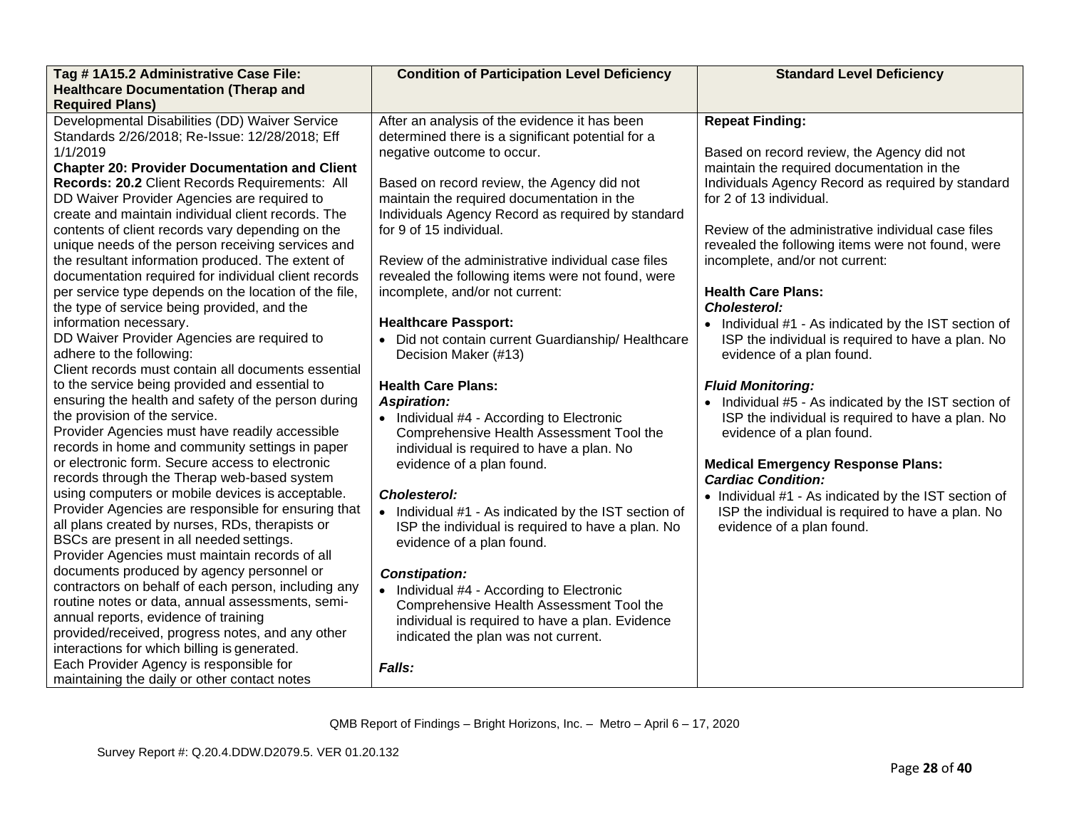| Tag # 1A15.2 Administrative Case File: Healthcare Documentation (Therap and Required Plans) | Condition of Participation Level Deficiency | Standard Level Deficiency |
|---|---|---|
| Developmental Disabilities (DD) Waiver Service Standards 2/26/2018; Re-Issue: 12/28/2018; Eff 1/1/2019<br>**Chapter 20: Provider Documentation and Client Records: 20.2** Client Records Requirements: All DD Waiver Provider Agencies are required to create and maintain individual client records. The contents of client records vary depending on the unique needs of the person receiving services and the resultant information produced. The extent of documentation required for individual client records per service type depends on the location of the file, the type of service being provided, and the information necessary.<br>DD Waiver Provider Agencies are required to adhere to the following:<br>Client records must contain all documents essential to the service being provided and essential to ensuring the health and safety of the person during the provision of the service.<br>Provider Agencies must have readily accessible records in home and community settings in paper or electronic form. Secure access to electronic records through the Therap web-based system using computers or mobile devices is acceptable.<br>Provider Agencies are responsible for ensuring that all plans created by nurses, RDs, therapists or BSCs are present in all needed settings.<br>Provider Agencies must maintain records of all documents produced by agency personnel or contractors on behalf of each person, including any routine notes or data, annual assessments, semi-annual reports, evidence of training provided/received, progress notes, and any other interactions for which billing is generated.<br>Each Provider Agency is responsible for maintaining the daily or other contact notes | After an analysis of the evidence it has been determined there is a significant potential for a negative outcome to occur.<br><br>Based on record review, the Agency did not maintain the required documentation in the Individuals Agency Record as required by standard for 9 of 15 individual.<br><br>Review of the administrative individual case files revealed the following items were not found, were incomplete, and/or not current:<br><br>**Healthcare Passport:**<br>• Did not contain current Guardianship/ Healthcare Decision Maker (#13)<br><br>**Health Care Plans:**<br>***Aspiration:***<br>• Individual #4 - According to Electronic Comprehensive Health Assessment Tool the individual is required to have a plan. No evidence of a plan found.<br><br>***Cholesterol:***<br>• Individual #1 - As indicated by the IST section of ISP the individual is required to have a plan. No evidence of a plan found.<br><br>***Constipation:***<br>• Individual #4 - According to Electronic Comprehensive Health Assessment Tool the individual is required to have a plan. Evidence indicated the plan was not current.<br><br>***Falls:*** | **Repeat Finding:**<br><br>Based on record review, the Agency did not maintain the required documentation in the Individuals Agency Record as required by standard for 2 of 13 individual.<br><br>Review of the administrative individual case files revealed the following items were not found, were incomplete, and/or not current:<br><br>**Health Care Plans:**<br>***Cholesterol:***<br>• Individual #1 - As indicated by the IST section of ISP the individual is required to have a plan. No evidence of a plan found.<br><br>***Fluid Monitoring:***<br>• Individual #5 - As indicated by the IST section of ISP the individual is required to have a plan. No evidence of a plan found.<br><br>**Medical Emergency Response Plans:**<br>***Cardiac Condition:***<br>• Individual #1 - As indicated by the IST section of ISP the individual is required to have a plan. No evidence of a plan found. |

QMB Report of Findings – Bright Horizons, Inc. – Metro – April 6 – 17, 2020

Survey Report #: Q.20.4.DDW.D2079.5. VER 01.20.132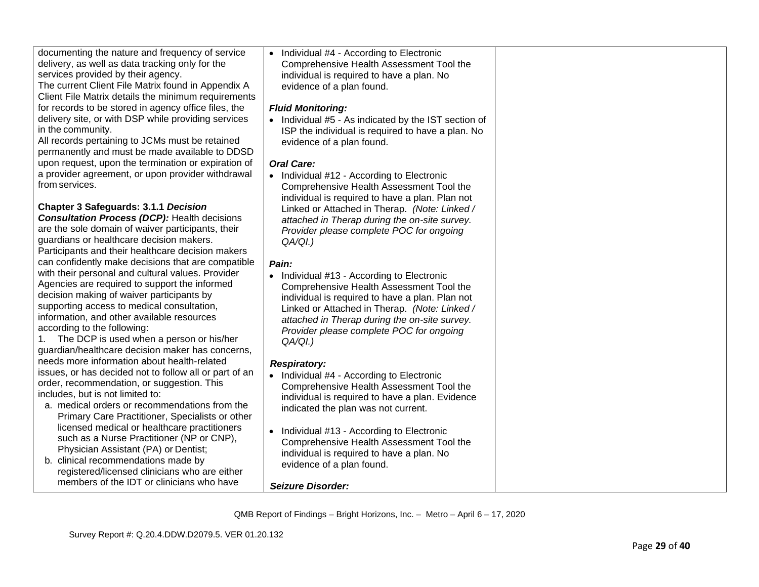| | | |
|---|---|---|
| documenting the nature and frequency of service delivery, as well as data tracking only for the services provided by their agency.<br>The current Client File Matrix found in Appendix A Client File Matrix details the minimum requirements for records to be stored in agency office files, the delivery site, or with DSP while providing services in the community.<br>All records pertaining to JCMs must be retained permanently and must be made available to DDSD upon request, upon the termination or expiration of a provider agreement, or upon provider withdrawal from services.<br><br>**Chapter 3 Safeguards: 3.1.1 *Decision Consultation Process (DCP):*** Health decisions are the sole domain of waiver participants, their guardians or healthcare decision makers. Participants and their healthcare decision makers can confidently make decisions that are compatible with their personal and cultural values. Provider Agencies are required to support the informed decision making of waiver participants by supporting access to medical consultation, information, and other available resources according to the following:<br>1. The DCP is used when a person or his/her guardian/healthcare decision maker has concerns, needs more information about health-related issues, or has decided not to follow all or part of an order, recommendation, or suggestion. This includes, but is not limited to:<br>a. medical orders or recommendations from the Primary Care Practitioner, Specialists or other licensed medical or healthcare practitioners such as a Nurse Practitioner (NP or CNP), Physician Assistant (PA) or Dentist;<br>b. clinical recommendations made by registered/licensed clinicians who are either members of the IDT or clinicians who have | • Individual #4 - According to Electronic Comprehensive Health Assessment Tool the individual is required to have a plan. No evidence of a plan found.<br><br>***Fluid Monitoring:***<br>• Individual #5 - As indicated by the IST section of ISP the individual is required to have a plan. No evidence of a plan found.<br><br>***Oral Care:***<br>• Individual #12 - According to Electronic Comprehensive Health Assessment Tool the individual is required to have a plan. Plan not Linked or Attached in Therap. *(Note: Linked / attached in Therap during the on-site survey. Provider please complete POC for ongoing QA/QI.)*<br><br>***Pain:***<br>• Individual #13 - According to Electronic Comprehensive Health Assessment Tool the individual is required to have a plan. Plan not Linked or Attached in Therap. *(Note: Linked / attached in Therap during the on-site survey. Provider please complete POC for ongoing QA/QI.)*<br><br>***Respiratory:***<br>• Individual #4 - According to Electronic Comprehensive Health Assessment Tool the individual is required to have a plan. Evidence indicated the plan was not current.<br><br>• Individual #13 - According to Electronic Comprehensive Health Assessment Tool the individual is required to have a plan. No evidence of a plan found.<br><br>***Seizure Disorder:*** | |

QMB Report of Findings – Bright Horizons, Inc. – Metro – April 6 – 17, 2020

Survey Report #: Q.20.4.DDW.D2079.5. VER 01.20.132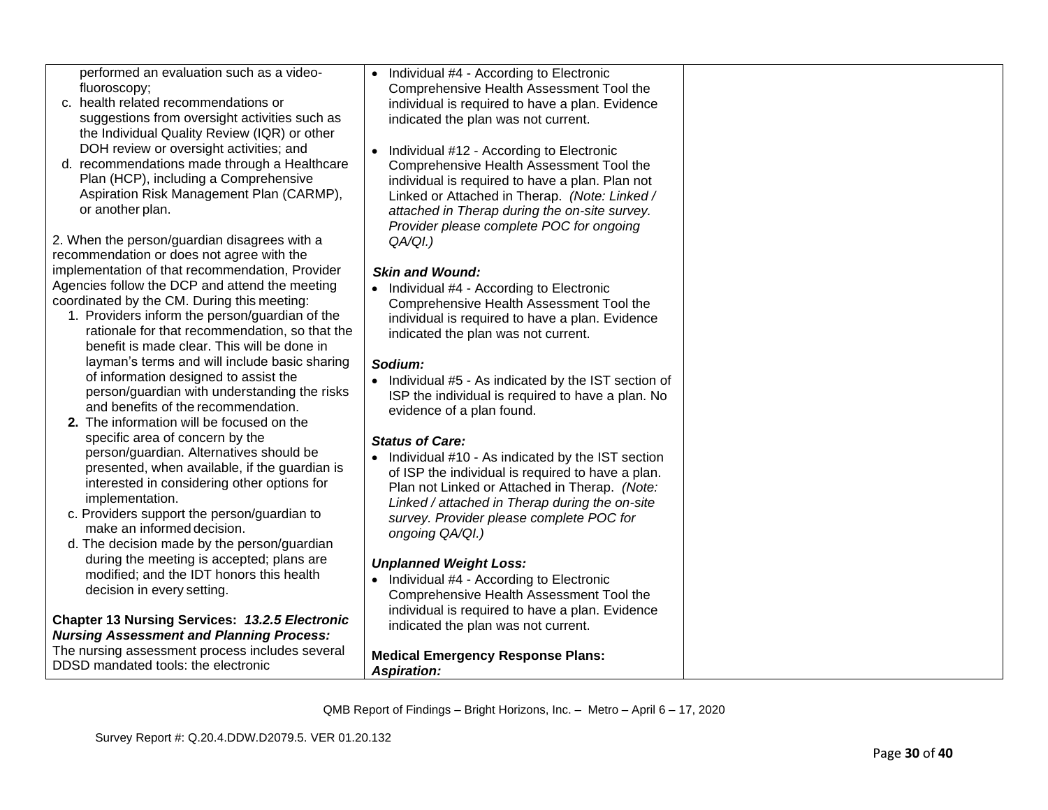| | | |
|---|---|---|
| performed an evaluation such as a video-fluoroscopy;<br>c. health related recommendations or suggestions from oversight activities such as the Individual Quality Review (IQR) or other DOH review or oversight activities; and<br>d. recommendations made through a Healthcare Plan (HCP), including a Comprehensive Aspiration Risk Management Plan (CARMP), or another plan.<br><br>2. When the person/guardian disagrees with a recommendation or does not agree with the implementation of that recommendation, Provider Agencies follow the DCP and attend the meeting coordinated by the CM. During this meeting:<br>1. Providers inform the person/guardian of the rationale for that recommendation, so that the benefit is made clear. This will be done in layman's terms and will include basic sharing of information designed to assist the person/guardian with understanding the risks and benefits of the recommendation.<br>**2.** The information will be focused on the specific area of concern by the person/guardian. Alternatives should be presented, when available, if the guardian is interested in considering other options for implementation.<br>c. Providers support the person/guardian to make an informed decision.<br>d. The decision made by the person/guardian during the meeting is accepted; plans are modified; and the IDT honors this health decision in every setting.<br><br>**Chapter 13 Nursing Services: *13.2.5 Electronic Nursing Assessment and Planning Process:*** The nursing assessment process includes several DDSD mandated tools: the electronic | • Individual #4 - According to Electronic Comprehensive Health Assessment Tool the individual is required to have a plan. Evidence indicated the plan was not current.<br><br>• Individual #12 - According to Electronic Comprehensive Health Assessment Tool the individual is required to have a plan. Plan not Linked or Attached in Therap. *(Note: Linked / attached in Therap during the on-site survey. Provider please complete POC for ongoing QA/QI.)*<br><br>***Skin and Wound:***<br>• Individual #4 - According to Electronic Comprehensive Health Assessment Tool the individual is required to have a plan. Evidence indicated the plan was not current.<br><br>***Sodium:***<br>• Individual #5 - As indicated by the IST section of ISP the individual is required to have a plan. No evidence of a plan found.<br><br>***Status of Care:***<br>• Individual #10 - As indicated by the IST section of ISP the individual is required to have a plan. Plan not Linked or Attached in Therap. *(Note: Linked / attached in Therap during the on-site survey. Provider please complete POC for ongoing QA/QI.)*<br><br>***Unplanned Weight Loss:***<br>• Individual #4 - According to Electronic Comprehensive Health Assessment Tool the individual is required to have a plan. Evidence indicated the plan was not current.<br><br>**Medical Emergency Response Plans:**<br>***Aspiration:*** | |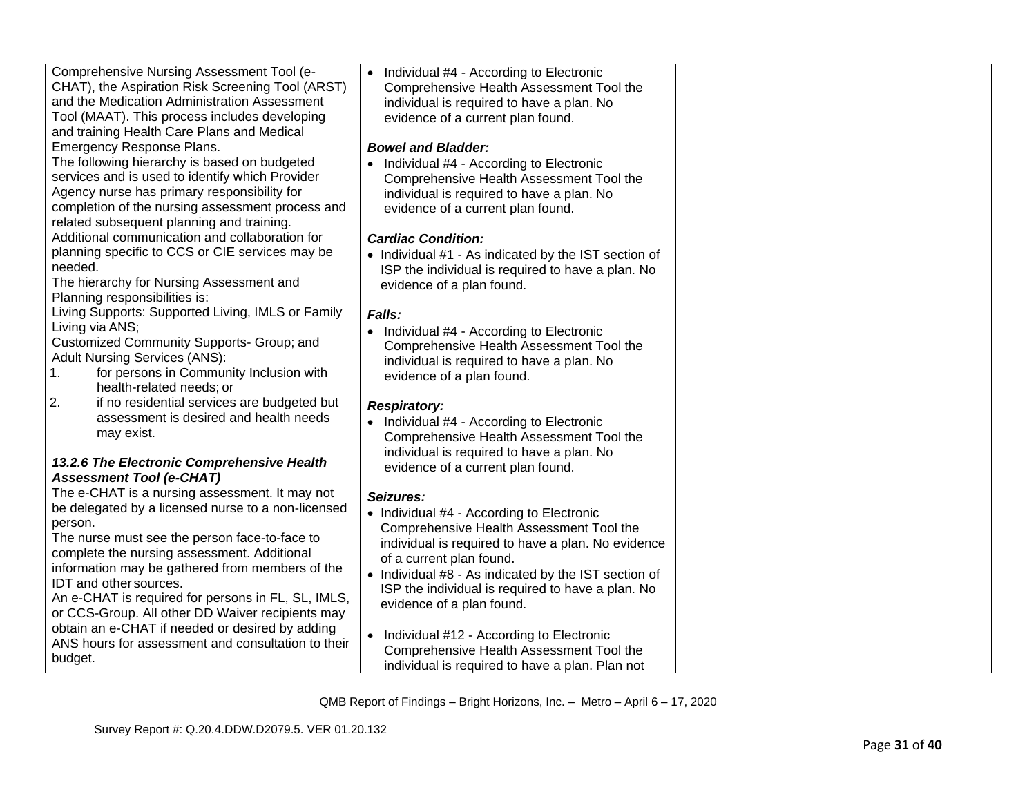| | | |
|---|---|---|
| Comprehensive Nursing Assessment Tool (e-CHAT), the Aspiration Risk Screening Tool (ARST) and the Medication Administration Assessment Tool (MAAT). This process includes developing and training Health Care Plans and Medical Emergency Response Plans.<br>The following hierarchy is based on budgeted services and is used to identify which Provider Agency nurse has primary responsibility for completion of the nursing assessment process and related subsequent planning and training. Additional communication and collaboration for planning specific to CCS or CIE services may be needed.<br>The hierarchy for Nursing Assessment and Planning responsibilities is:<br>Living Supports: Supported Living, IMLS or Family Living via ANS;<br>Customized Community Supports- Group; and Adult Nursing Services (ANS):<br>1. for persons in Community Inclusion with health-related needs; or<br>2. if no residential services are budgeted but assessment is desired and health needs may exist.<br><br>***13.2.6 The Electronic Comprehensive Health Assessment Tool (e-CHAT)***<br>The e-CHAT is a nursing assessment. It may not be delegated by a licensed nurse to a non-licensed person.<br>The nurse must see the person face-to-face to complete the nursing assessment. Additional information may be gathered from members of the IDT and other sources.<br>An e-CHAT is required for persons in FL, SL, IMLS, or CCS-Group. All other DD Waiver recipients may obtain an e-CHAT if needed or desired by adding ANS hours for assessment and consultation to their budget. | • Individual #4 - According to Electronic Comprehensive Health Assessment Tool the individual is required to have a plan. No evidence of a current plan found.<br><br>***Bowel and Bladder:***<br>• Individual #4 - According to Electronic Comprehensive Health Assessment Tool the individual is required to have a plan. No evidence of a current plan found.<br><br>***Cardiac Condition:***<br>• Individual #1 - As indicated by the IST section of ISP the individual is required to have a plan. No evidence of a plan found.<br><br>***Falls:***<br>• Individual #4 - According to Electronic Comprehensive Health Assessment Tool the individual is required to have a plan. No evidence of a plan found.<br><br>***Respiratory:***<br>• Individual #4 - According to Electronic Comprehensive Health Assessment Tool the individual is required to have a plan. No evidence of a current plan found.<br><br>***Seizures:***<br>• Individual #4 - According to Electronic Comprehensive Health Assessment Tool the individual is required to have a plan. No evidence of a current plan found.<br>• Individual #8 - As indicated by the IST section of ISP the individual is required to have a plan. No evidence of a plan found.<br><br>• Individual #12 - According to Electronic Comprehensive Health Assessment Tool the individual is required to have a plan. Plan not | |

QMB Report of Findings – Bright Horizons, Inc. – Metro – April 6 – 17, 2020

Survey Report #: Q.20.4.DDW.D2079.5. VER 01.20.132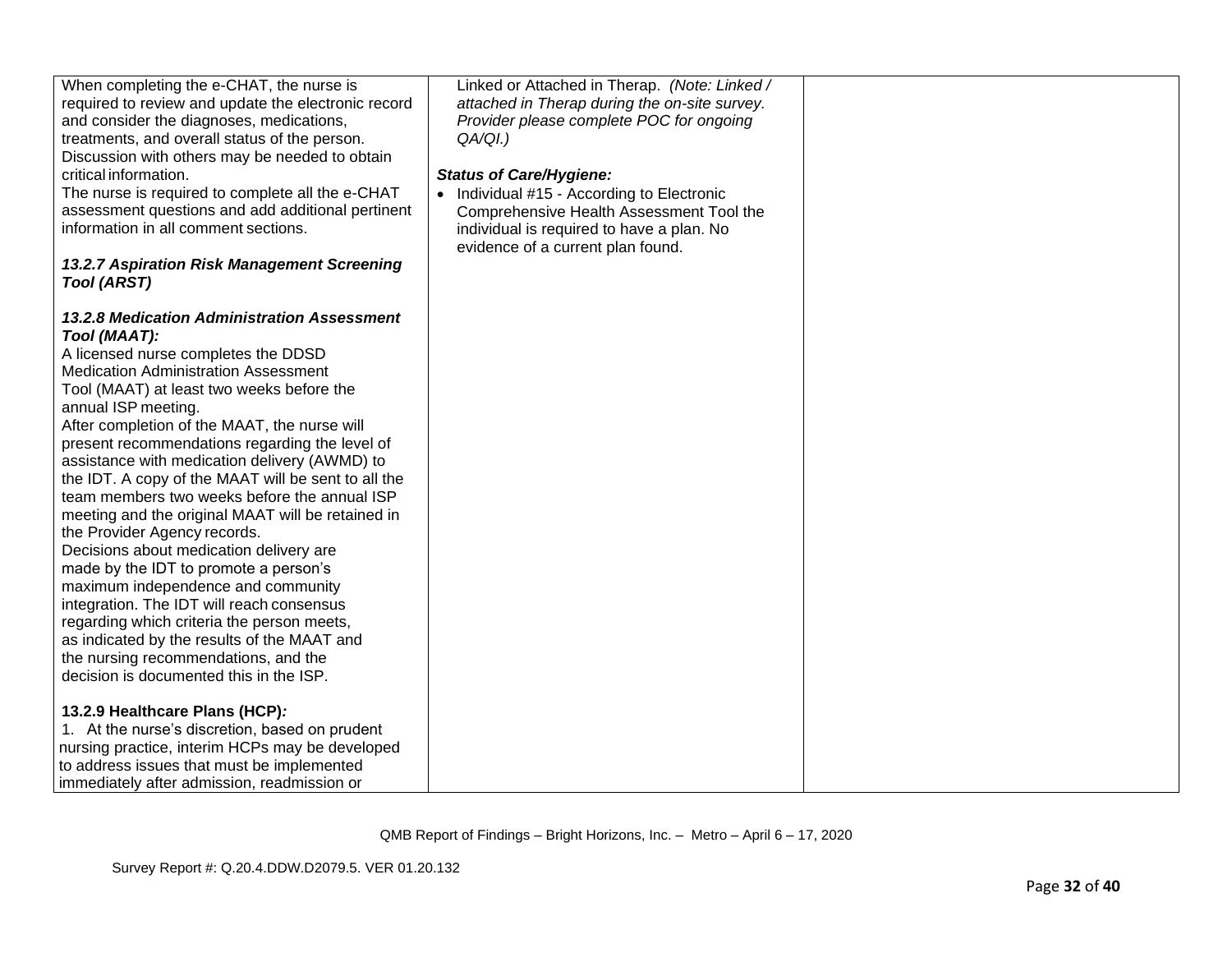| | | |
|---|---|---|
| When completing the e-CHAT, the nurse is required to review and update the electronic record and consider the diagnoses, medications, treatments, and overall status of the person. Discussion with others may be needed to obtain critical information.<br>The nurse is required to complete all the e-CHAT assessment questions and add additional pertinent information in all comment sections.<br><br>***13.2.7 Aspiration Risk Management Screening Tool (ARST)***<br><br>***13.2.8 Medication Administration Assessment Tool (MAAT):***<br>A licensed nurse completes the DDSD Medication Administration Assessment Tool (MAAT) at least two weeks before the annual ISP meeting.<br>After completion of the MAAT, the nurse will present recommendations regarding the level of assistance with medication delivery (AWMD) to the IDT. A copy of the MAAT will be sent to all the team members two weeks before the annual ISP meeting and the original MAAT will be retained in the Provider Agency records.<br>Decisions about medication delivery are made by the IDT to promote a person's maximum independence and community integration. The IDT will reach consensus regarding which criteria the person meets, as indicated by the results of the MAAT and the nursing recommendations, and the decision is documented this in the ISP.<br><br>**13.2.9 Healthcare Plans (HCP)*:***<br>1. At the nurse's discretion, based on prudent nursing practice, interim HCPs may be developed to address issues that must be implemented immediately after admission, readmission or | Linked or Attached in Therap. *(Note: Linked / attached in Therap during the on-site survey. Provider please complete POC for ongoing QA/QI.)*<br><br>***Status of Care/Hygiene:***<br>• Individual #15 - According to Electronic Comprehensive Health Assessment Tool the individual is required to have a plan. No evidence of a current plan found. | |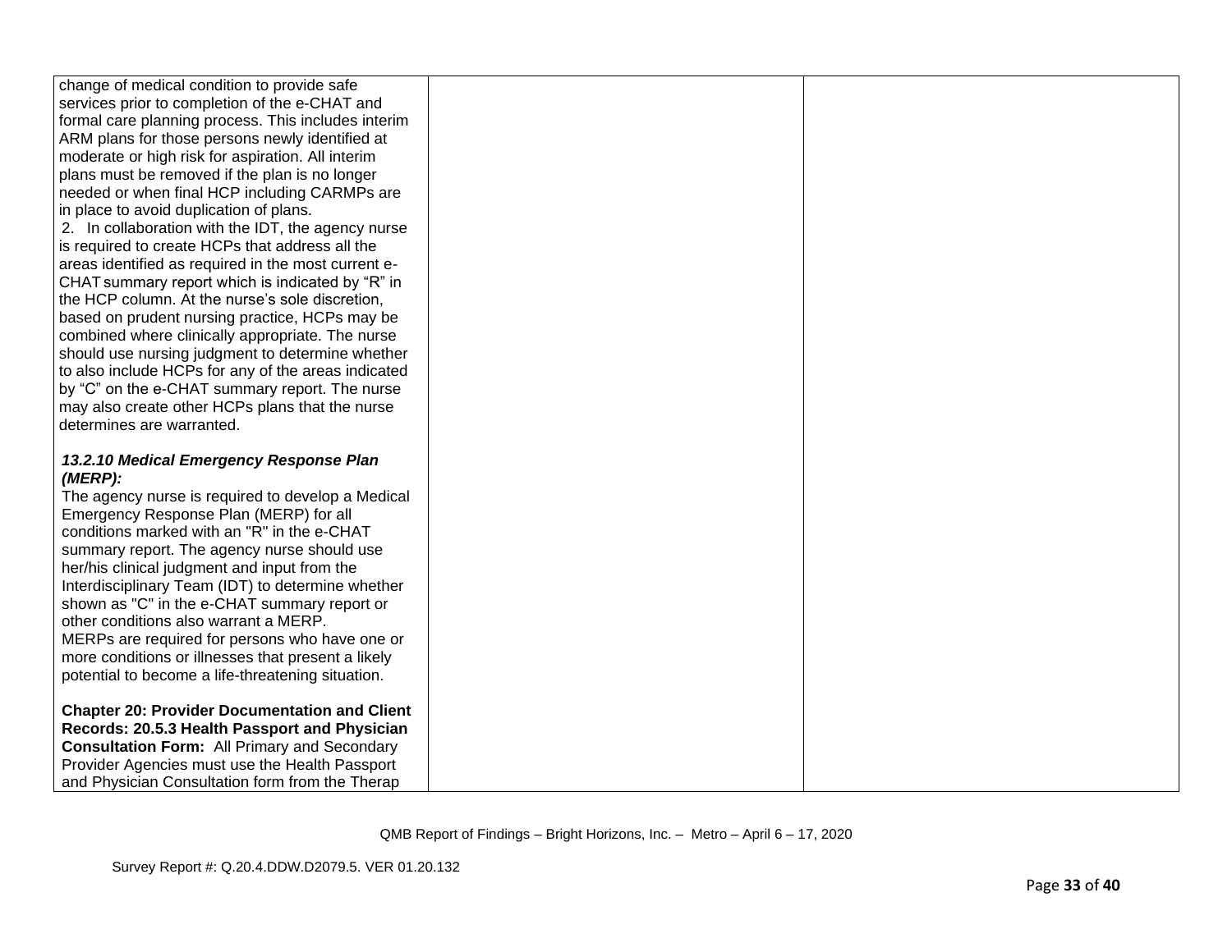| | | |
|---|---|---|
| change of medical condition to provide safe services prior to completion of the e-CHAT and formal care planning process. This includes interim ARM plans for those persons newly identified at moderate or high risk for aspiration. All interim plans must be removed if the plan is no longer needed or when final HCP including CARMPs are in place to avoid duplication of plans.<br>2. In collaboration with the IDT, the agency nurse is required to create HCPs that address all the areas identified as required in the most current e-CHAT summary report which is indicated by "R" in the HCP column. At the nurse's sole discretion, based on prudent nursing practice, HCPs may be combined where clinically appropriate. The nurse should use nursing judgment to determine whether to also include HCPs for any of the areas indicated by "C" on the e-CHAT summary report. The nurse may also create other HCPs plans that the nurse determines are warranted.<br><br>***13.2.10 Medical Emergency Response Plan (MERP):***<br>The agency nurse is required to develop a Medical Emergency Response Plan (MERP) for all conditions marked with an "R" in the e-CHAT summary report. The agency nurse should use her/his clinical judgment and input from the Interdisciplinary Team (IDT) to determine whether shown as "C" in the e-CHAT summary report or other conditions also warrant a MERP.<br>MERPs are required for persons who have one or more conditions or illnesses that present a likely potential to become a life-threatening situation.<br><br>**Chapter 20: Provider Documentation and Client Records: 20.5.3 Health Passport and Physician Consultation Form:** All Primary and Secondary Provider Agencies must use the Health Passport and Physician Consultation form from the Therap | | |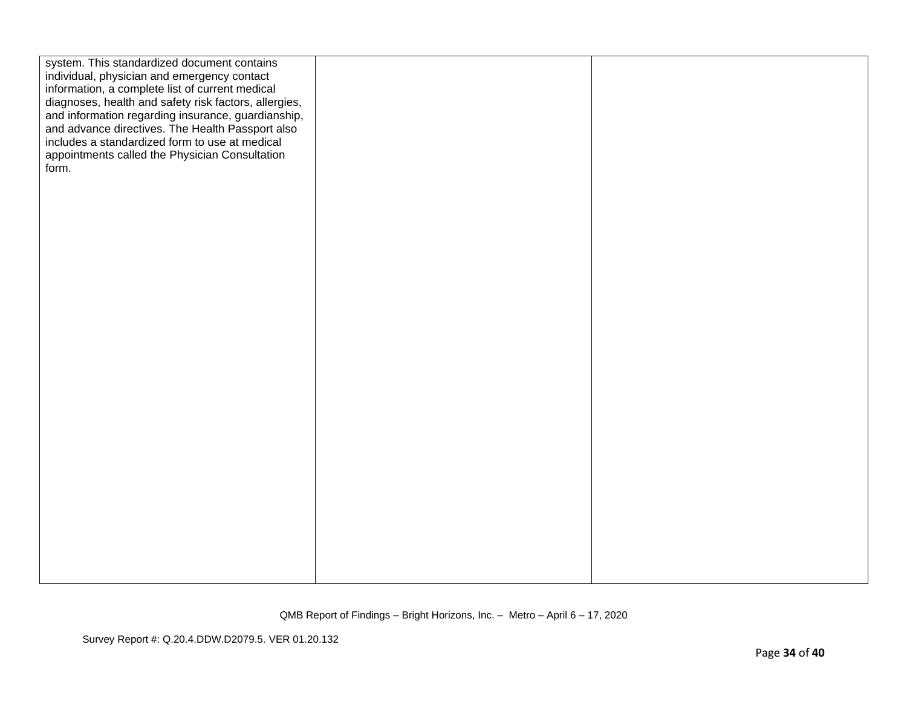| | | |
|---|---|---|
| system. This standardized document contains individual, physician and emergency contact information, a complete list of current medical diagnoses, health and safety risk factors, allergies, and information regarding insurance, guardianship, and advance directives. The Health Passport also includes a standardized form to use at medical appointments called the Physician Consultation form. | | |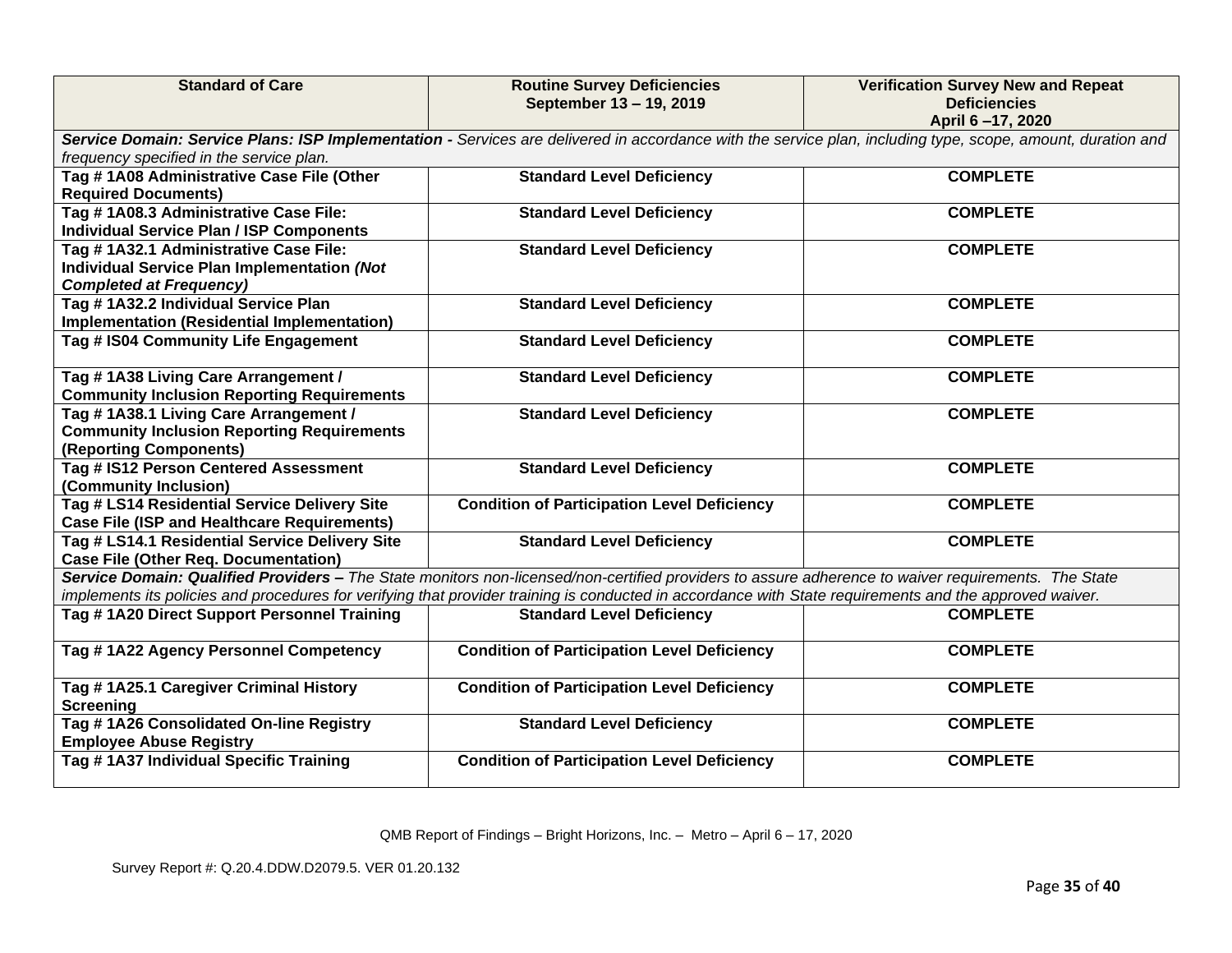| Standard of Care | Routine Survey Deficiencies September 13 – 19, 2019 | Verification Survey New and Repeat Deficiencies April 6 –17, 2020 |
|---|---|---|
| ***Service Domain: Service Plans: ISP Implementation -*** *Services are delivered in accordance with the service plan, including type, scope, amount, duration and frequency specified in the service plan.* | | |
| **Tag # 1A08 Administrative Case File (Other Required Documents)** | **Standard Level Deficiency** | **COMPLETE** |
| **Tag # 1A08.3 Administrative Case File: Individual Service Plan / ISP Components** | **Standard Level Deficiency** | **COMPLETE** |
| **Tag # 1A32.1 Administrative Case File: Individual Service Plan Implementation *(Not Completed at Frequency)*** | **Standard Level Deficiency** | **COMPLETE** |
| **Tag # 1A32.2 Individual Service Plan Implementation (Residential Implementation)** | **Standard Level Deficiency** | **COMPLETE** |
| **Tag # IS04 Community Life Engagement** | **Standard Level Deficiency** | **COMPLETE** |
| **Tag # 1A38 Living Care Arrangement / Community Inclusion Reporting Requirements** | **Standard Level Deficiency** | **COMPLETE** |
| **Tag # 1A38.1 Living Care Arrangement / Community Inclusion Reporting Requirements (Reporting Components)** | **Standard Level Deficiency** | **COMPLETE** |
| **Tag # IS12 Person Centered Assessment (Community Inclusion)** | **Standard Level Deficiency** | **COMPLETE** |
| **Tag # LS14 Residential Service Delivery Site Case File (ISP and Healthcare Requirements)** | **Condition of Participation Level Deficiency** | **COMPLETE** |
| **Tag # LS14.1 Residential Service Delivery Site Case File (Other Req. Documentation)** | **Standard Level Deficiency** | **COMPLETE** |
| ***Service Domain: Qualified Providers –*** *The State monitors non-licensed/non-certified providers to assure adherence to waiver requirements. The State implements its policies and procedures for verifying that provider training is conducted in accordance with State requirements and the approved waiver.* | | |
| **Tag # 1A20 Direct Support Personnel Training** | **Standard Level Deficiency** | **COMPLETE** |
| **Tag # 1A22 Agency Personnel Competency** | **Condition of Participation Level Deficiency** | **COMPLETE** |
| **Tag # 1A25.1 Caregiver Criminal History Screening** | **Condition of Participation Level Deficiency** | **COMPLETE** |
| **Tag # 1A26 Consolidated On-line Registry Employee Abuse Registry** | **Standard Level Deficiency** | **COMPLETE** |
| **Tag # 1A37 Individual Specific Training** | **Condition of Participation Level Deficiency** | **COMPLETE** |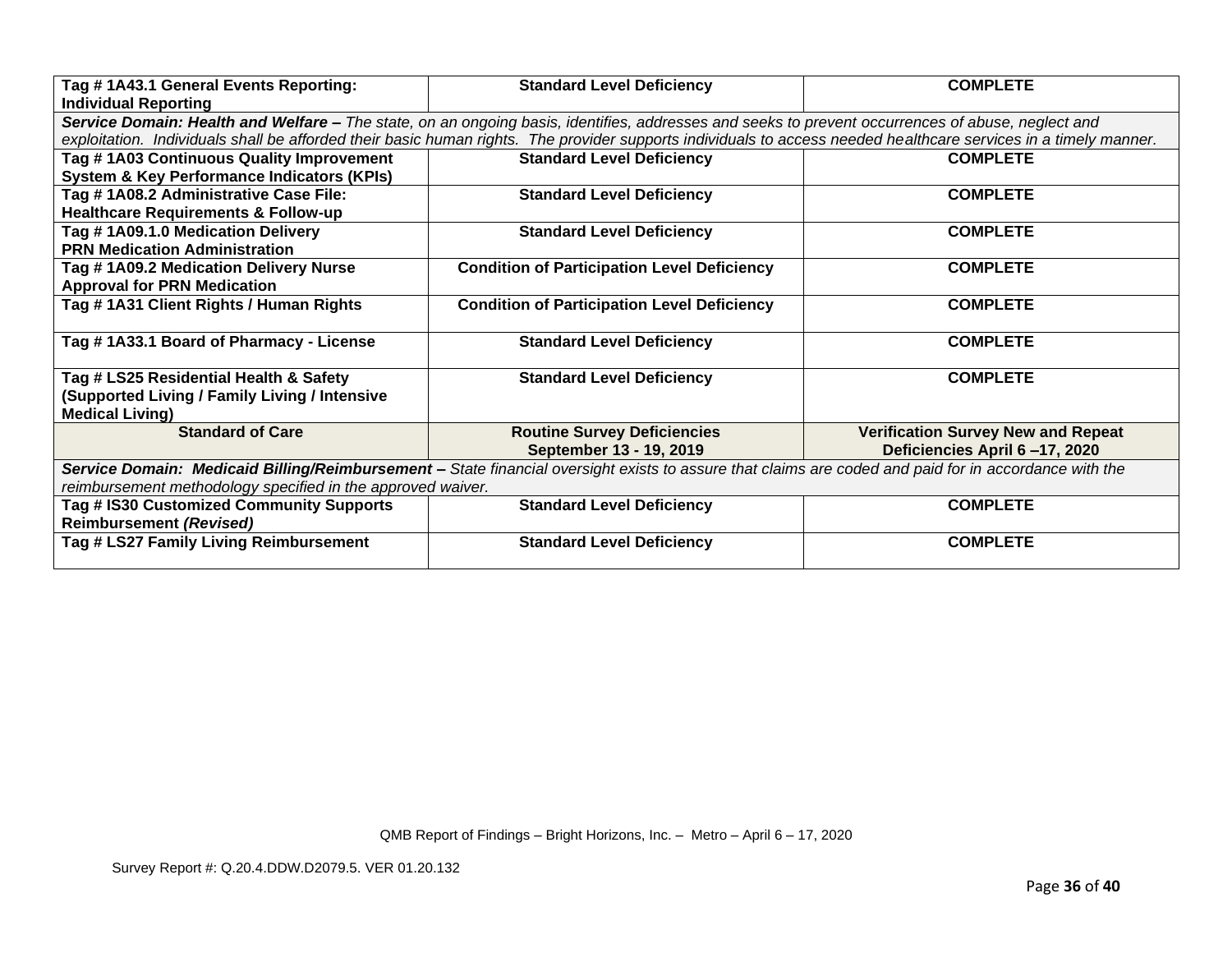| **Tag # 1A43.1 General Events Reporting: Individual Reporting** | **Standard Level Deficiency** | **COMPLETE** |
|---|---|---|
| ***Service Domain: Health and Welfare –*** *The state, on an ongoing basis, identifies, addresses and seeks to prevent occurrences of abuse, neglect and exploitation. Individuals shall be afforded their basic human rights. The provider supports individuals to access needed healthcare services in a timely manner.* | | |
| **Tag # 1A03 Continuous Quality Improvement System & Key Performance Indicators (KPIs)** | **Standard Level Deficiency** | **COMPLETE** |
| **Tag # 1A08.2 Administrative Case File: Healthcare Requirements & Follow-up** | **Standard Level Deficiency** | **COMPLETE** |
| **Tag # 1A09.1.0 Medication Delivery PRN Medication Administration** | **Standard Level Deficiency** | **COMPLETE** |
| **Tag # 1A09.2 Medication Delivery Nurse Approval for PRN Medication** | **Condition of Participation Level Deficiency** | **COMPLETE** |
| **Tag # 1A31 Client Rights / Human Rights** | **Condition of Participation Level Deficiency** | **COMPLETE** |
| **Tag # 1A33.1 Board of Pharmacy - License** | **Standard Level Deficiency** | **COMPLETE** |
| **Tag # LS25 Residential Health & Safety (Supported Living / Family Living / Intensive Medical Living)** | **Standard Level Deficiency** | **COMPLETE** |
| **Standard of Care** | **Routine Survey Deficiencies September 13 - 19, 2019** | **Verification Survey New and Repeat Deficiencies April 6 –17, 2020** |
| ***Service Domain: Medicaid Billing/Reimbursement –*** *State financial oversight exists to assure that claims are coded and paid for in accordance with the reimbursement methodology specified in the approved waiver.* | | |
| **Tag # IS30 Customized Community Supports Reimbursement *(Revised)*** | **Standard Level Deficiency** | **COMPLETE** |
| **Tag # LS27 Family Living Reimbursement** | **Standard Level Deficiency** | **COMPLETE** |

QMB Report of Findings – Bright Horizons, Inc. – Metro – April 6 – 17, 2020

Survey Report #: Q.20.4.DDW.D2079.5. VER 01.20.132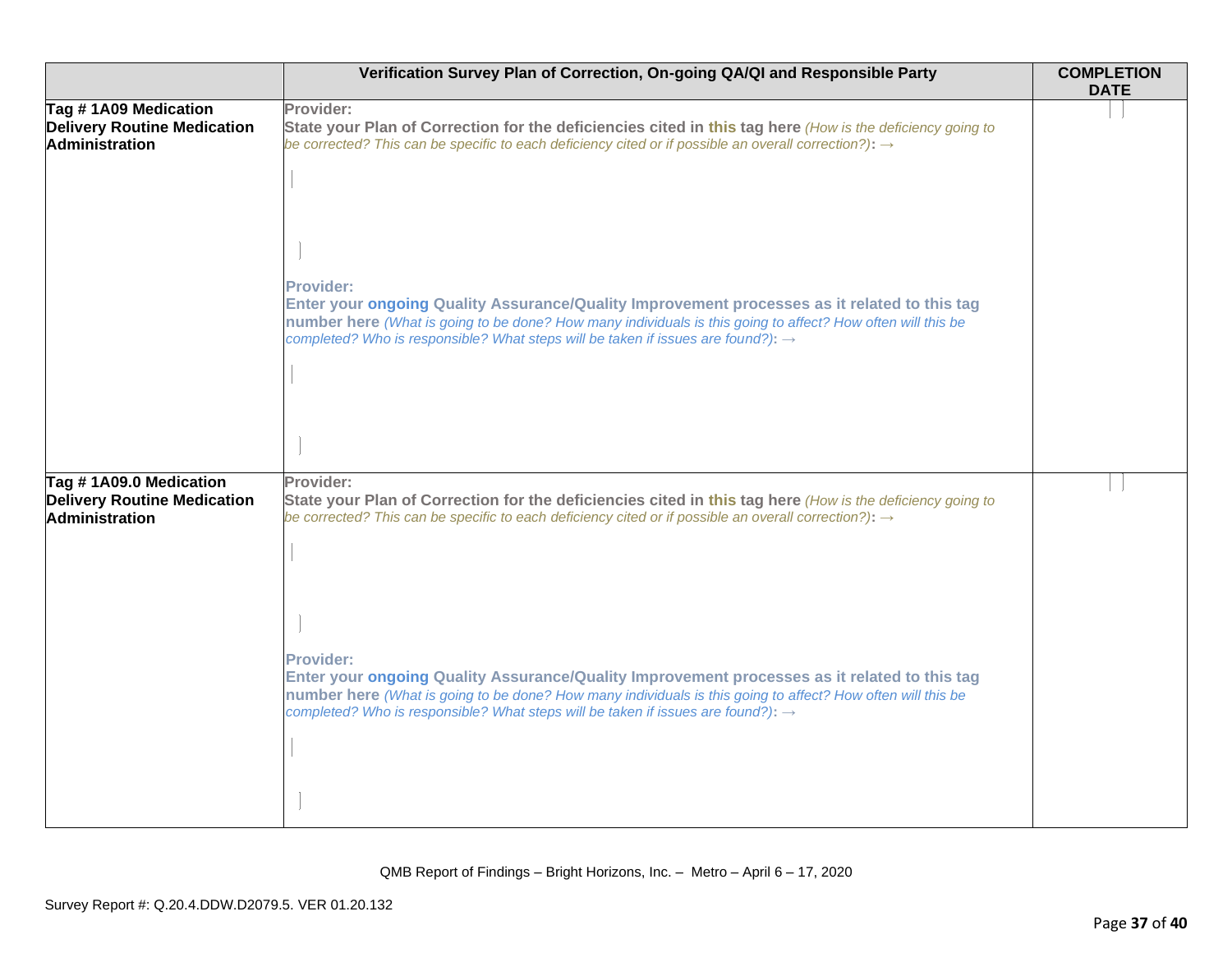| | Verification Survey Plan of Correction, On-going QA/QI and Responsible Party | COMPLETION DATE |
|---|---|---|
| **Tag # 1A09 Medication Delivery Routine Medication Administration** | **Provider:**<br>**State your Plan of Correction for the deficiencies cited in this tag here** *(How is the deficiency going to be corrected? This can be specific to each deficiency cited or if possible an overall correction?)*: →<br><br><br>**Provider:**<br>**Enter your ongoing Quality Assurance/Quality Improvement processes as it related to this tag number here** *(What is going to be done? How many individuals is this going to affect? How often will this be completed? Who is responsible? What steps will be taken if issues are found?)*: → | |
| **Tag # 1A09.0 Medication Delivery Routine Medication Administration** | **Provider:**<br>**State your Plan of Correction for the deficiencies cited in this tag here** *(How is the deficiency going to be corrected? This can be specific to each deficiency cited or if possible an overall correction?)*: →<br><br><br>**Provider:**<br>**Enter your ongoing Quality Assurance/Quality Improvement processes as it related to this tag number here** *(What is going to be done? How many individuals is this going to affect? How often will this be completed? Who is responsible? What steps will be taken if issues are found?)*: → | |

QMB Report of Findings – Bright Horizons, Inc. – Metro – April 6 – 17, 2020

Survey Report #: Q.20.4.DDW.D2079.5. VER 01.20.132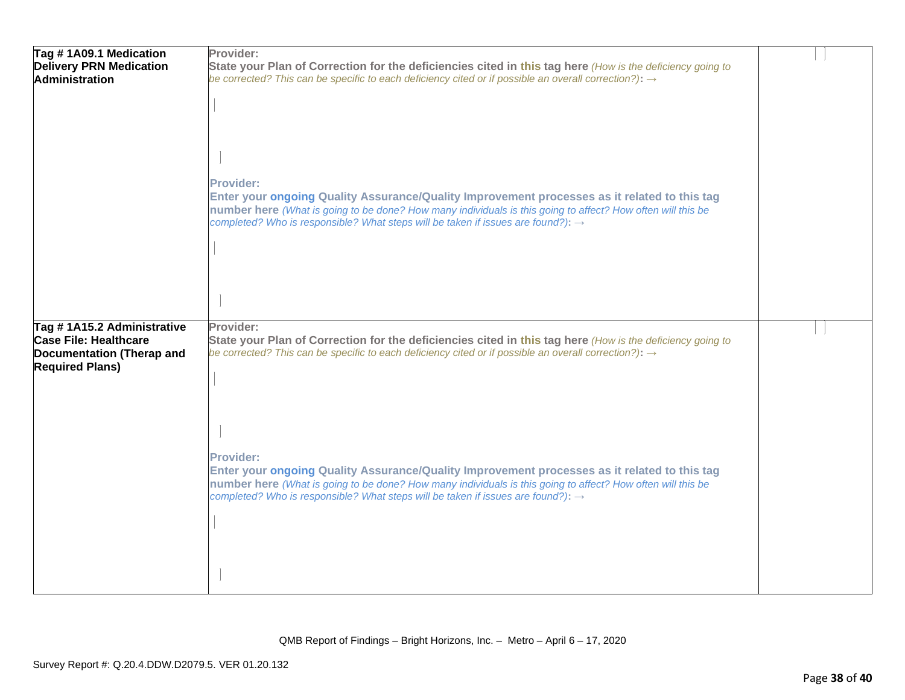| | | |
|---|---|---|
| **Tag # 1A09.1 Medication Delivery PRN Medication Administration** | **Provider:**<br>**State your Plan of Correction for the deficiencies cited in this tag here** *(How is the deficiency going to be corrected? This can be specific to each deficiency cited or if possible an overall correction?)*: →<br><br><br>**Provider:**<br>**Enter your ongoing Quality Assurance/Quality Improvement processes as it related to this tag number here** *(What is going to be done? How many individuals is this going to affect? How often will this be completed? Who is responsible? What steps will be taken if issues are found?)*: → | |
| **Tag # 1A15.2 Administrative Case File: Healthcare Documentation (Therap and Required Plans)** | **Provider:**<br>**State your Plan of Correction for the deficiencies cited in this tag here** *(How is the deficiency going to be corrected? This can be specific to each deficiency cited or if possible an overall correction?)*: →<br><br><br>**Provider:**<br>**Enter your ongoing Quality Assurance/Quality Improvement processes as it related to this tag number here** *(What is going to be done? How many individuals is this going to affect? How often will this be completed? Who is responsible? What steps will be taken if issues are found?)*: → | |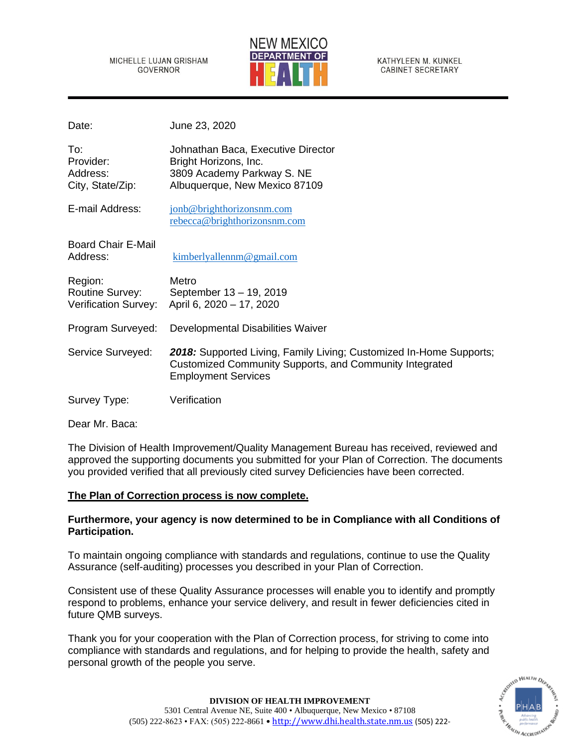MICHELLE LUJAN GRISHAM
GOVERNOR

NEW MEXICO DEPARTMENT OF HEALTH

KATHYLEEN M. KUNKEL
CABINET SECRETARY

| | |
|---|---|
| Date: | June 23, 2020 |
| To: | Johnathan Baca, Executive Director |
| Provider: | Bright Horizons, Inc. |
| Address: | 3809 Academy Parkway S. NE |
| City, State/Zip: | Albuquerque, New Mexico 87109 |
| E-mail Address: | jonb@brighthorizonsnm.com<br>rebecca@brighthorizonsnm.com |
| Board Chair E-Mail Address: | kimberlyallennm@gmail.com |
| Region: | Metro |
| Routine Survey: | September 13 – 19, 2019 |
| Verification Survey: | April 6, 2020 – 17, 2020 |
| Program Surveyed: | Developmental Disabilities Waiver |
| Service Surveyed: | ***2018:*** Supported Living, Family Living; Customized In-Home Supports; Customized Community Supports, and Community Integrated Employment Services |
| Survey Type: | Verification |

Dear Mr. Baca:

The Division of Health Improvement/Quality Management Bureau has received, reviewed and approved the supporting documents you submitted for your Plan of Correction. The documents you provided verified that all previously cited survey Deficiencies have been corrected.

**The Plan of Correction process is now complete.**

**Furthermore, your agency is now determined to be in Compliance with all Conditions of Participation.**

To maintain ongoing compliance with standards and regulations, continue to use the Quality Assurance (self-auditing) processes you described in your Plan of Correction.

Consistent use of these Quality Assurance processes will enable you to identify and promptly respond to problems, enhance your service delivery, and result in fewer deficiencies cited in future QMB surveys.

Thank you for your cooperation with the Plan of Correction process, for striving to come into compliance with standards and regulations, and for helping to provide the health, safety and personal growth of the people you serve.

**DIVISION OF HEALTH IMPROVEMENT**
5301 Central Avenue NE, Suite 400 • Albuquerque, New Mexico • 87108
(505) 222-8623 • FAX: (505) 222-8661 • http://www.dhi.health.state.nm.us (505) 222-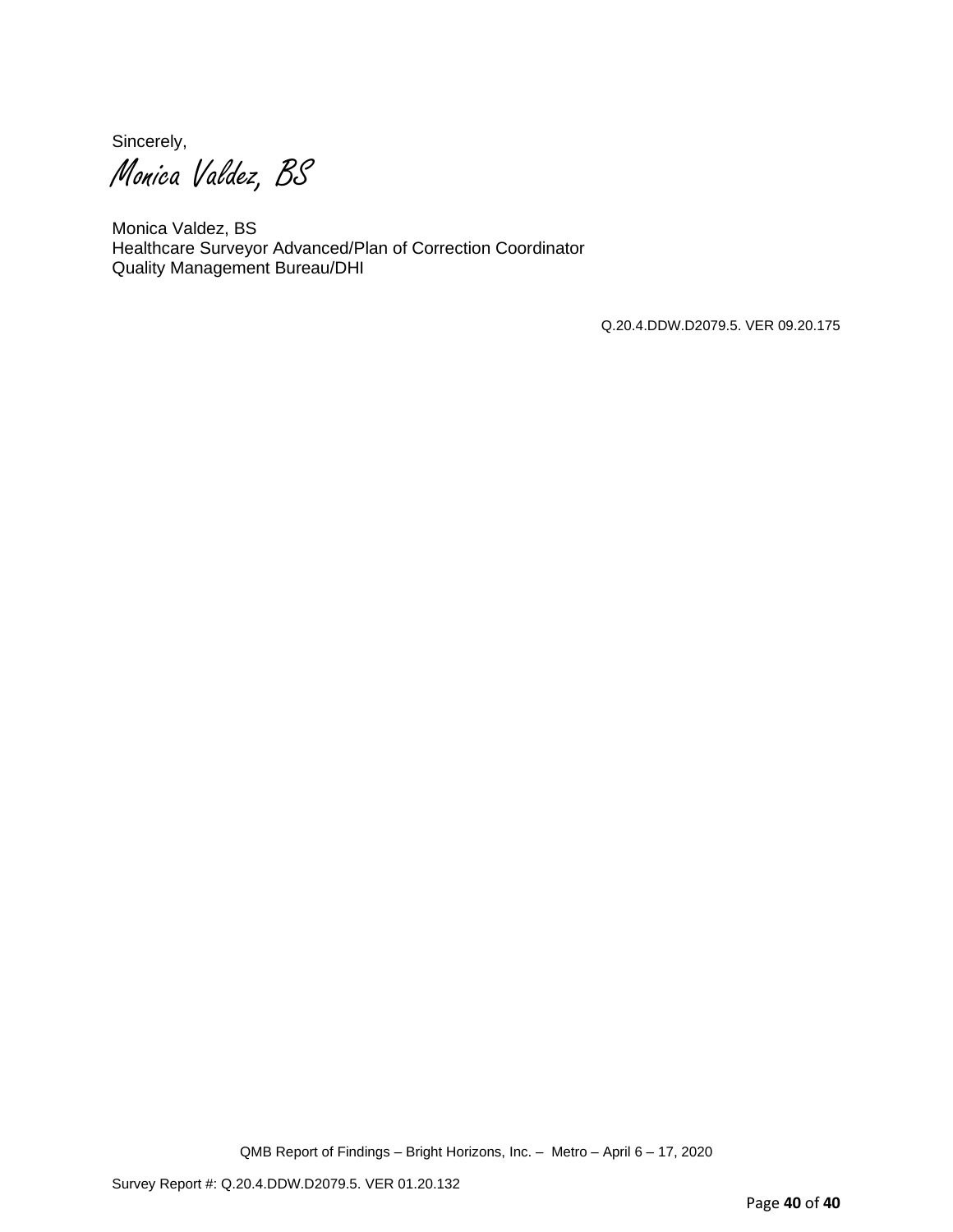Sincerely,

*Monica Valdez, BS*

Monica Valdez, BS
Healthcare Surveyor Advanced/Plan of Correction Coordinator
Quality Management Bureau/DHI

Q.20.4.DDW.D2079.5. VER 09.20.175